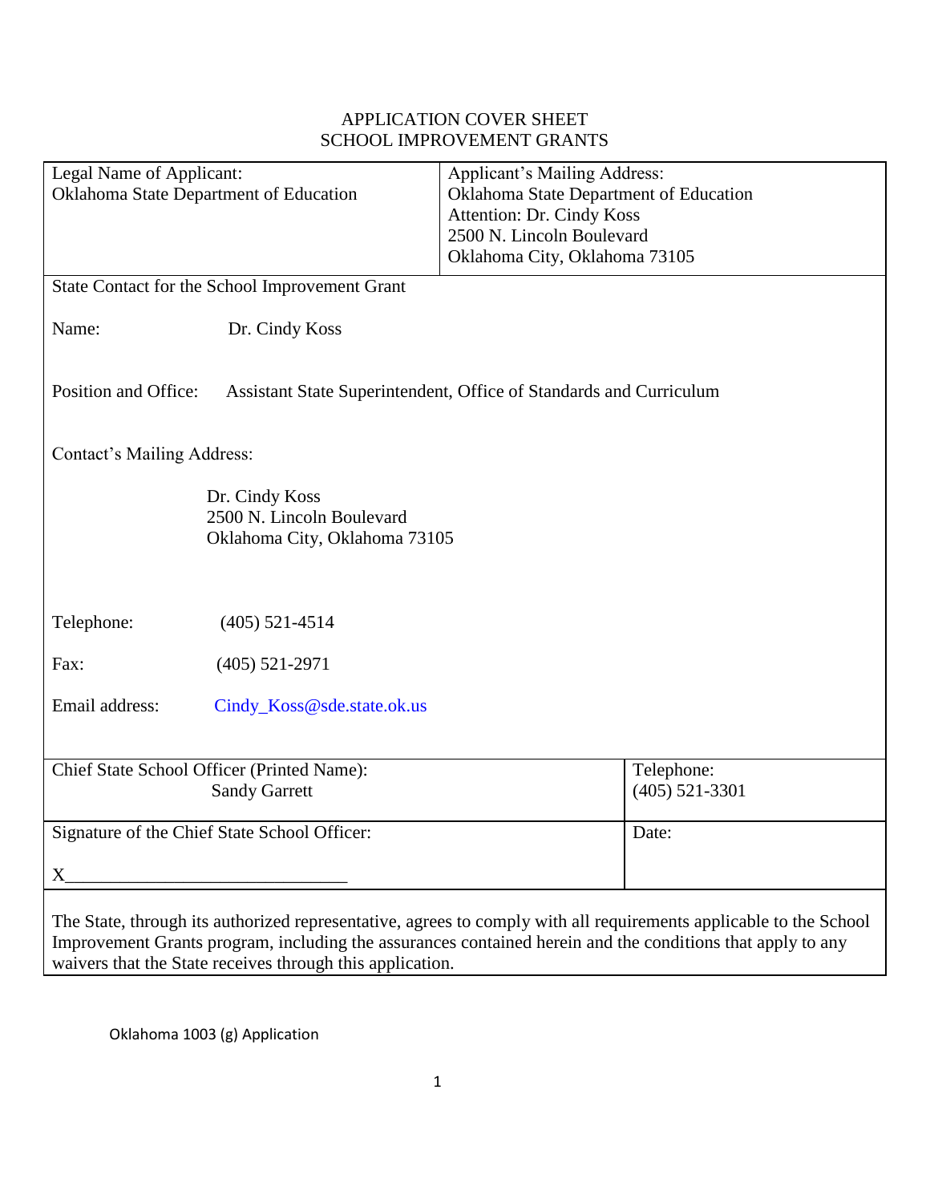# APPLICATION COVER SHEET
## SCHOOL IMPROVEMENT GRANTS

| Legal Name of Applicant: | Applicant's Mailing Address: |
| --- | --- |
| Oklahoma State Department of Education | Oklahoma State Department of Education<br>Attention: Dr. Cindy Koss<br>2500 N. Lincoln Boulevard<br>Oklahoma City, Oklahoma 73105 |

**State Contact for the School Improvement Grant**

Name: Dr. Cindy Koss

Position and Office: Assistant State Superintendent, Office of Standards and Curriculum

Contact's Mailing Address:

Dr. Cindy Koss
2500 N. Lincoln Boulevard
Oklahoma City, Oklahoma 73105

Telephone: (405) 521-4514

Fax: (405) 521-2971

Email address: Cindy_Koss@sde.state.ok.us

| Chief State School Officer (Printed Name): | Telephone: |
| --- | --- |
| Sandy Garrett | (405) 521-3301 |
| Signature of the Chief State School Officer:<br><br>X______________________________ | Date: |

The State, through its authorized representative, agrees to comply with all requirements applicable to the School Improvement Grants program, including the assurances contained herein and the conditions that apply to any waivers that the State receives through this application.

Oklahoma 1003 (g) Application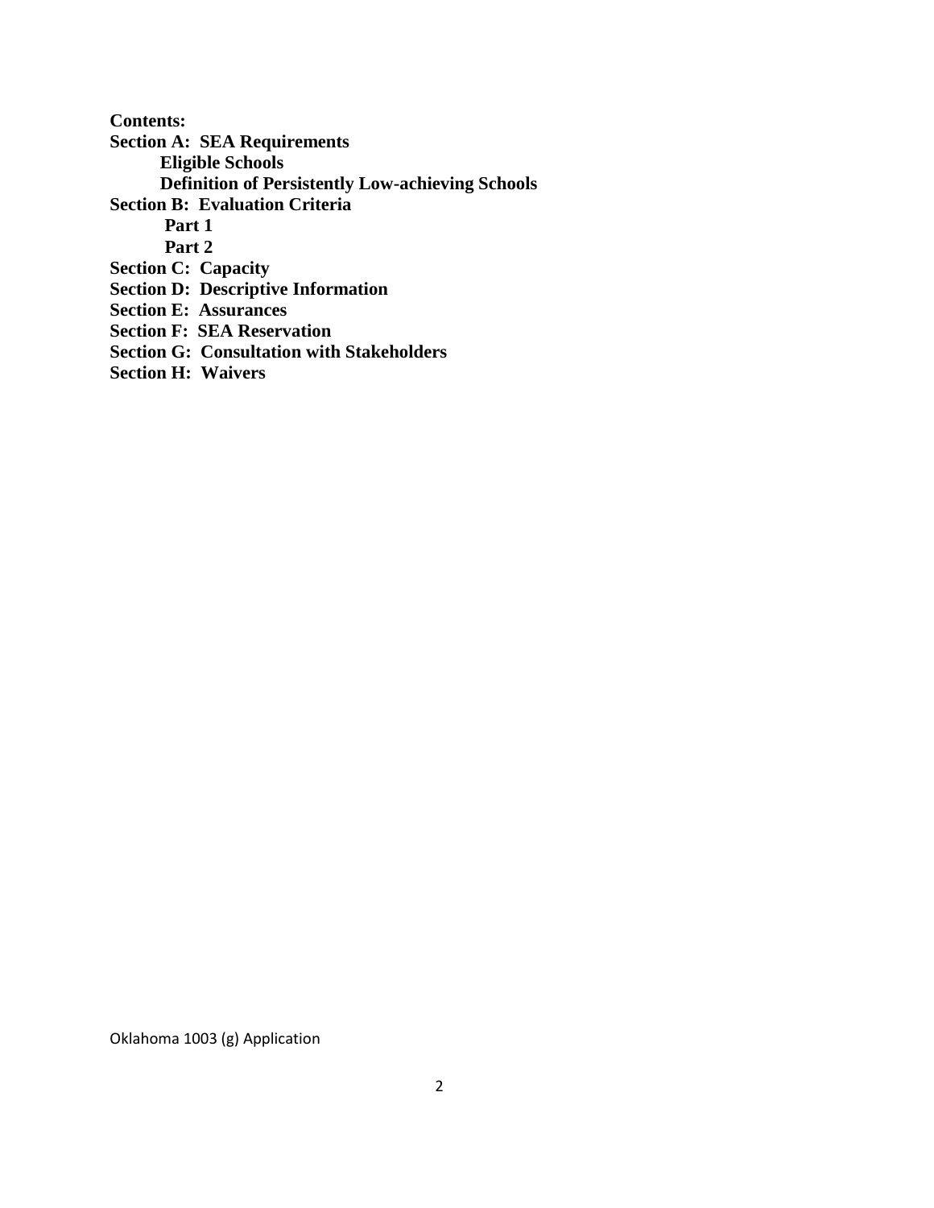**Contents:**

**Section A: SEA Requirements**

- **Eligible Schools**
- **Definition of Persistently Low-achieving Schools**

**Section B: Evaluation Criteria**

- **Part 1**
- **Part 2**

**Section C: Capacity**

**Section D: Descriptive Information**

**Section E: Assurances**

**Section F: SEA Reservation**

**Section G: Consultation with Stakeholders**

**Section H: Waivers**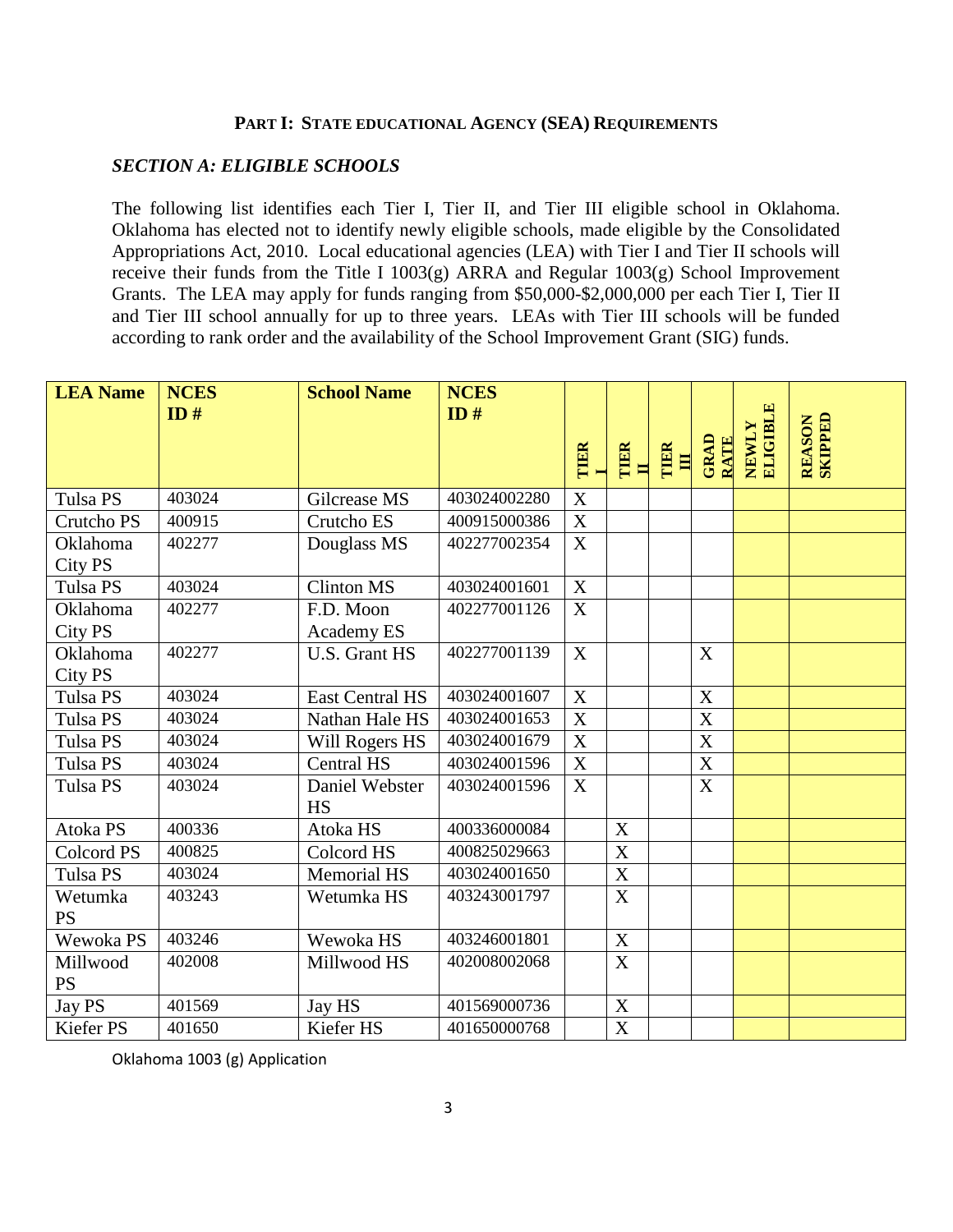**PART I: STATE EDUCATIONAL AGENCY (SEA) REQUIREMENTS**

***SECTION A: ELIGIBLE SCHOOLS***

The following list identifies each Tier I, Tier II, and Tier III eligible school in Oklahoma. Oklahoma has elected not to identify newly eligible schools, made eligible by the Consolidated Appropriations Act, 2010. Local educational agencies (LEA) with Tier I and Tier II schools will receive their funds from the Title I 1003(g) ARRA and Regular 1003(g) School Improvement Grants. The LEA may apply for funds ranging from $50,000-$2,000,000 per each Tier I, Tier II and Tier III school annually for up to three years. LEAs with Tier III schools will be funded according to rank order and the availability of the School Improvement Grant (SIG) funds.

| LEA Name | NCES ID # | School Name | NCES ID # | TIER I | TIER II | TIER III | GRAD RATE | NEWLY ELIGIBLE | REASON SKIPPED |
|---|---|---|---|---|---|---|---|---|---|
| Tulsa PS | 403024 | Gilcrease MS | 403024002280 | X | | | | | |
| Crutcho PS | 400915 | Crutcho ES | 400915000386 | X | | | | | |
| Oklahoma City PS | 402277 | Douglass MS | 402277002354 | X | | | | | |
| Tulsa PS | 403024 | Clinton MS | 403024001601 | X | | | | | |
| Oklahoma City PS | 402277 | F.D. Moon Academy ES | 402277001126 | X | | | | | |
| Oklahoma City PS | 402277 | U.S. Grant HS | 402277001139 | X | | | X | | |
| Tulsa PS | 403024 | East Central HS | 403024001607 | X | | | X | | |
| Tulsa PS | 403024 | Nathan Hale HS | 403024001653 | X | | | X | | |
| Tulsa PS | 403024 | Will Rogers HS | 403024001679 | X | | | X | | |
| Tulsa PS | 403024 | Central HS | 403024001596 | X | | | X | | |
| Tulsa PS | 403024 | Daniel Webster HS | 403024001596 | X | | | X | | |
| Atoka PS | 400336 | Atoka HS | 400336000084 | | X | | | | |
| Colcord PS | 400825 | Colcord HS | 400825029663 | | X | | | | |
| Tulsa PS | 403024 | Memorial HS | 403024001650 | | X | | | | |
| Wetumka PS | 403243 | Wetumka HS | 403243001797 | | X | | | | |
| Wewoka PS | 403246 | Wewoka HS | 403246001801 | | X | | | | |
| Millwood PS | 402008 | Millwood HS | 402008002068 | | X | | | | |
| Jay PS | 401569 | Jay HS | 401569000736 | | X | | | | |
| Kiefer PS | 401650 | Kiefer HS | 401650000768 | | X | | | | |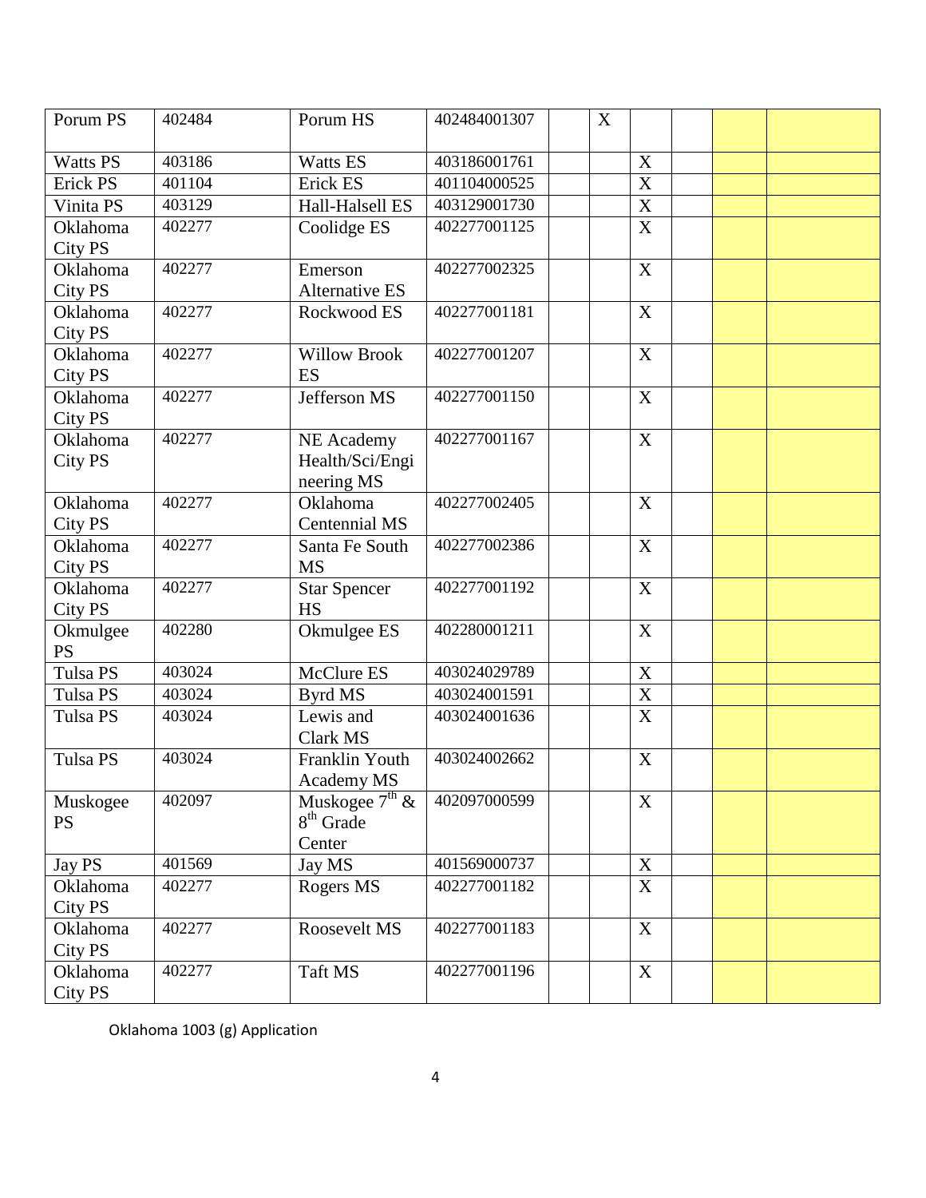| | | | | | | | | | |
|---|---|---|---|---|---|---|---|---|---|
| Porum PS | 402484 | Porum HS | 402484001307 | | X | | | | |
| Watts PS | 403186 | Watts ES | 403186001761 | | | X | | | |
| Erick PS | 401104 | Erick ES | 401104000525 | | | X | | | |
| Vinita PS | 403129 | Hall-Halsell ES | 403129001730 | | | X | | | |
| Oklahoma City PS | 402277 | Coolidge ES | 402277001125 | | | X | | | |
| Oklahoma City PS | 402277 | Emerson Alternative ES | 402277002325 | | | X | | | |
| Oklahoma City PS | 402277 | Rockwood ES | 402277001181 | | | X | | | |
| Oklahoma City PS | 402277 | Willow Brook ES | 402277001207 | | | X | | | |
| Oklahoma City PS | 402277 | Jefferson MS | 402277001150 | | | X | | | |
| Oklahoma City PS | 402277 | NE Academy Health/Sci/Engineering MS | 402277001167 | | | X | | | |
| Oklahoma City PS | 402277 | Oklahoma Centennial MS | 402277002405 | | | X | | | |
| Oklahoma City PS | 402277 | Santa Fe South MS | 402277002386 | | | X | | | |
| Oklahoma City PS | 402277 | Star Spencer HS | 402277001192 | | | X | | | |
| Okmulgee PS | 402280 | Okmulgee ES | 402280001211 | | | X | | | |
| Tulsa PS | 403024 | McClure ES | 403024029789 | | | X | | | |
| Tulsa PS | 403024 | Byrd MS | 403024001591 | | | X | | | |
| Tulsa PS | 403024 | Lewis and Clark MS | 403024001636 | | | X | | | |
| Tulsa PS | 403024 | Franklin Youth Academy MS | 403024002662 | | | X | | | |
| Muskogee PS | 402097 | Muskogee 7th & 8th Grade Center | 402097000599 | | | X | | | |
| Jay PS | 401569 | Jay MS | 401569000737 | | | X | | | |
| Oklahoma City PS | 402277 | Rogers MS | 402277001182 | | | X | | | |
| Oklahoma City PS | 402277 | Roosevelt MS | 402277001183 | | | X | | | |
| Oklahoma City PS | 402277 | Taft MS | 402277001196 | | | X | | | |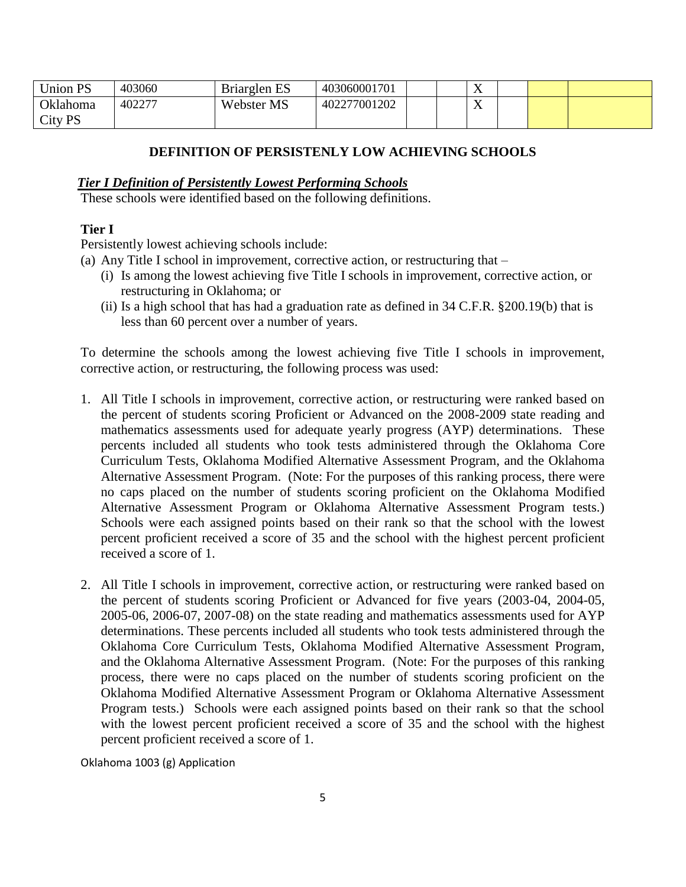| Union PS | 403060 | Briarglen ES | 403060001701 | | | X | | | |
|---|---|---|---|---|---|---|---|---|---|
| Oklahoma City PS | 402277 | Webster MS | 402277001202 | | | X | | | |

## DEFINITION OF PERSISTENLY LOW ACHIEVING SCHOOLS

***Tier I Definition of Persistently Lowest Performing Schools***

These schools were identified based on the following definitions.

**Tier I**

Persistently lowest achieving schools include:

(a) Any Title I school in improvement, corrective action, or restructuring that –
   (i) Is among the lowest achieving five Title I schools in improvement, corrective action, or restructuring in Oklahoma; or
   (ii) Is a high school that has had a graduation rate as defined in 34 C.F.R. §200.19(b) that is less than 60 percent over a number of years.

To determine the schools among the lowest achieving five Title I schools in improvement, corrective action, or restructuring, the following process was used:

1. All Title I schools in improvement, corrective action, or restructuring were ranked based on the percent of students scoring Proficient or Advanced on the 2008-2009 state reading and mathematics assessments used for adequate yearly progress (AYP) determinations. These percents included all students who took tests administered through the Oklahoma Core Curriculum Tests, Oklahoma Modified Alternative Assessment Program, and the Oklahoma Alternative Assessment Program. (Note: For the purposes of this ranking process, there were no caps placed on the number of students scoring proficient on the Oklahoma Modified Alternative Assessment Program or Oklahoma Alternative Assessment Program tests.) Schools were each assigned points based on their rank so that the school with the lowest percent proficient received a score of 35 and the school with the highest percent proficient received a score of 1.

2. All Title I schools in improvement, corrective action, or restructuring were ranked based on the percent of students scoring Proficient or Advanced for five years (2003-04, 2004-05, 2005-06, 2006-07, 2007-08) on the state reading and mathematics assessments used for AYP determinations. These percents included all students who took tests administered through the Oklahoma Core Curriculum Tests, Oklahoma Modified Alternative Assessment Program, and the Oklahoma Alternative Assessment Program. (Note: For the purposes of this ranking process, there were no caps placed on the number of students scoring proficient on the Oklahoma Modified Alternative Assessment Program or Oklahoma Alternative Assessment Program tests.) Schools were each assigned points based on their rank so that the school with the lowest percent proficient received a score of 35 and the school with the highest percent proficient received a score of 1.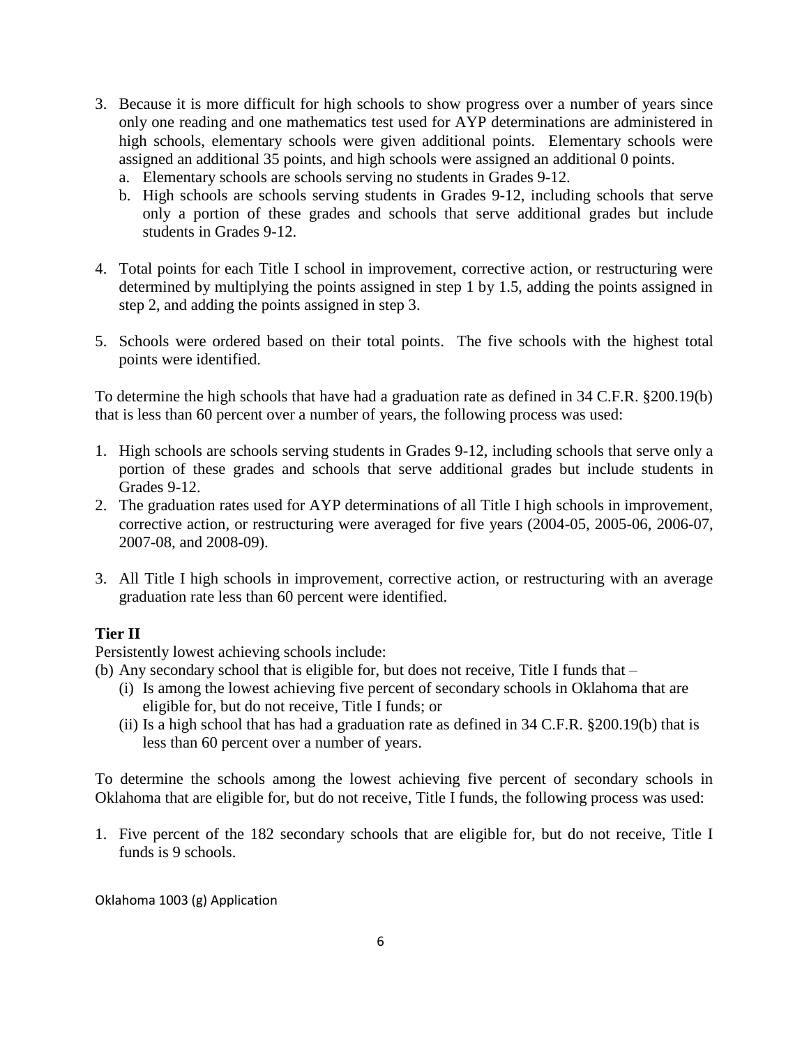3. Because it is more difficult for high schools to show progress over a number of years since only one reading and one mathematics test used for AYP determinations are administered in high schools, elementary schools were given additional points. Elementary schools were assigned an additional 35 points, and high schools were assigned an additional 0 points.
   a. Elementary schools are schools serving no students in Grades 9-12.
   b. High schools are schools serving students in Grades 9-12, including schools that serve only a portion of these grades and schools that serve additional grades but include students in Grades 9-12.

4. Total points for each Title I school in improvement, corrective action, or restructuring were determined by multiplying the points assigned in step 1 by 1.5, adding the points assigned in step 2, and adding the points assigned in step 3.

5. Schools were ordered based on their total points. The five schools with the highest total points were identified.

To determine the high schools that have had a graduation rate as defined in 34 C.F.R. §200.19(b) that is less than 60 percent over a number of years, the following process was used:

1. High schools are schools serving students in Grades 9-12, including schools that serve only a portion of these grades and schools that serve additional grades but include students in Grades 9-12.
2. The graduation rates used for AYP determinations of all Title I high schools in improvement, corrective action, or restructuring were averaged for five years (2004-05, 2005-06, 2006-07, 2007-08, and 2008-09).

3. All Title I high schools in improvement, corrective action, or restructuring with an average graduation rate less than 60 percent were identified.

**Tier II**

Persistently lowest achieving schools include:

(b) Any secondary school that is eligible for, but does not receive, Title I funds that –
   (i) Is among the lowest achieving five percent of secondary schools in Oklahoma that are eligible for, but do not receive, Title I funds; or
   (ii) Is a high school that has had a graduation rate as defined in 34 C.F.R. §200.19(b) that is less than 60 percent over a number of years.

To determine the schools among the lowest achieving five percent of secondary schools in Oklahoma that are eligible for, but do not receive, Title I funds, the following process was used:

1. Five percent of the 182 secondary schools that are eligible for, but do not receive, Title I funds is 9 schools.

Oklahoma 1003 (g) Application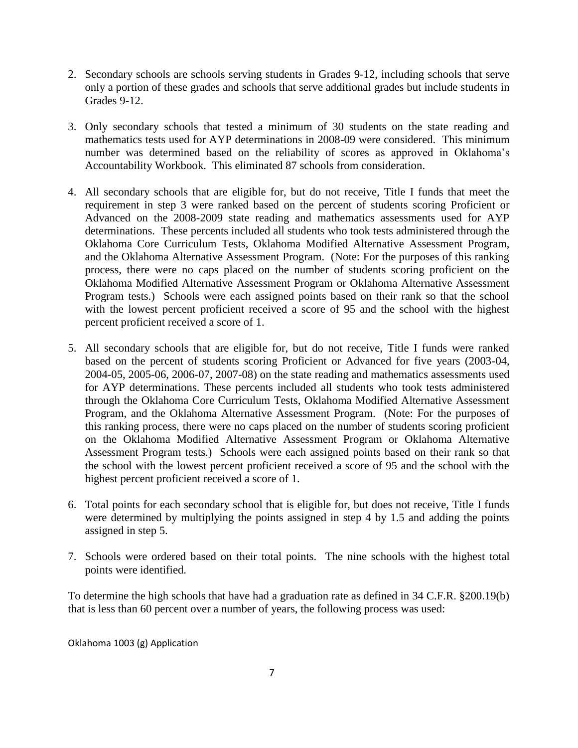2. Secondary schools are schools serving students in Grades 9-12, including schools that serve only a portion of these grades and schools that serve additional grades but include students in Grades 9-12.

3. Only secondary schools that tested a minimum of 30 students on the state reading and mathematics tests used for AYP determinations in 2008-09 were considered. This minimum number was determined based on the reliability of scores as approved in Oklahoma's Accountability Workbook. This eliminated 87 schools from consideration.

4. All secondary schools that are eligible for, but do not receive, Title I funds that meet the requirement in step 3 were ranked based on the percent of students scoring Proficient or Advanced on the 2008-2009 state reading and mathematics assessments used for AYP determinations. These percents included all students who took tests administered through the Oklahoma Core Curriculum Tests, Oklahoma Modified Alternative Assessment Program, and the Oklahoma Alternative Assessment Program. (Note: For the purposes of this ranking process, there were no caps placed on the number of students scoring proficient on the Oklahoma Modified Alternative Assessment Program or Oklahoma Alternative Assessment Program tests.) Schools were each assigned points based on their rank so that the school with the lowest percent proficient received a score of 95 and the school with the highest percent proficient received a score of 1.

5. All secondary schools that are eligible for, but do not receive, Title I funds were ranked based on the percent of students scoring Proficient or Advanced for five years (2003-04, 2004-05, 2005-06, 2006-07, 2007-08) on the state reading and mathematics assessments used for AYP determinations. These percents included all students who took tests administered through the Oklahoma Core Curriculum Tests, Oklahoma Modified Alternative Assessment Program, and the Oklahoma Alternative Assessment Program. (Note: For the purposes of this ranking process, there were no caps placed on the number of students scoring proficient on the Oklahoma Modified Alternative Assessment Program or Oklahoma Alternative Assessment Program tests.) Schools were each assigned points based on their rank so that the school with the lowest percent proficient received a score of 95 and the school with the highest percent proficient received a score of 1.

6. Total points for each secondary school that is eligible for, but does not receive, Title I funds were determined by multiplying the points assigned in step 4 by 1.5 and adding the points assigned in step 5.

7. Schools were ordered based on their total points. The nine schools with the highest total points were identified.

To determine the high schools that have had a graduation rate as defined in 34 C.F.R. §200.19(b) that is less than 60 percent over a number of years, the following process was used: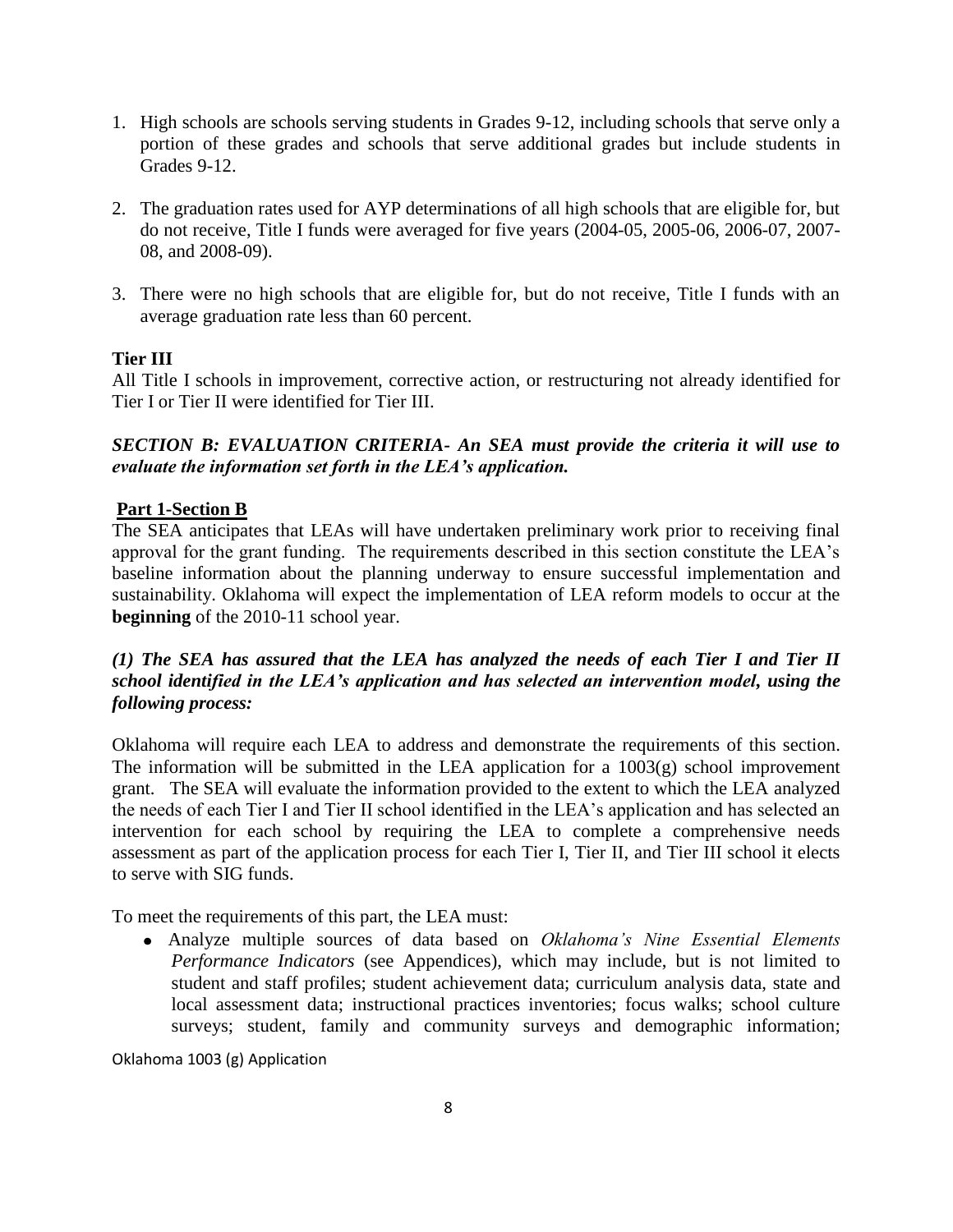1. High schools are schools serving students in Grades 9-12, including schools that serve only a portion of these grades and schools that serve additional grades but include students in Grades 9-12.

2. The graduation rates used for AYP determinations of all high schools that are eligible for, but do not receive, Title I funds were averaged for five years (2004-05, 2005-06, 2006-07, 2007-08, and 2008-09).

3. There were no high schools that are eligible for, but do not receive, Title I funds with an average graduation rate less than 60 percent.

**Tier III**

All Title I schools in improvement, corrective action, or restructuring not already identified for Tier I or Tier II were identified for Tier III.

***SECTION B: EVALUATION CRITERIA- An SEA must provide the criteria it will use to evaluate the information set forth in the LEA's application.***

**Part 1-Section B**

The SEA anticipates that LEAs will have undertaken preliminary work prior to receiving final approval for the grant funding. The requirements described in this section constitute the LEA's baseline information about the planning underway to ensure successful implementation and sustainability. Oklahoma will expect the implementation of LEA reform models to occur at the **beginning** of the 2010-11 school year.

***(1) The SEA has assured that the LEA has analyzed the needs of each Tier I and Tier II school identified in the LEA's application and has selected an intervention model, using the following process:***

Oklahoma will require each LEA to address and demonstrate the requirements of this section. The information will be submitted in the LEA application for a 1003(g) school improvement grant. The SEA will evaluate the information provided to the extent to which the LEA analyzed the needs of each Tier I and Tier II school identified in the LEA's application and has selected an intervention for each school by requiring the LEA to complete a comprehensive needs assessment as part of the application process for each Tier I, Tier II, and Tier III school it elects to serve with SIG funds.

To meet the requirements of this part, the LEA must:

- Analyze multiple sources of data based on *Oklahoma's Nine Essential Elements Performance Indicators* (see Appendices), which may include, but is not limited to student and staff profiles; student achievement data; curriculum analysis data, state and local assessment data; instructional practices inventories; focus walks; school culture surveys; student, family and community surveys and demographic information;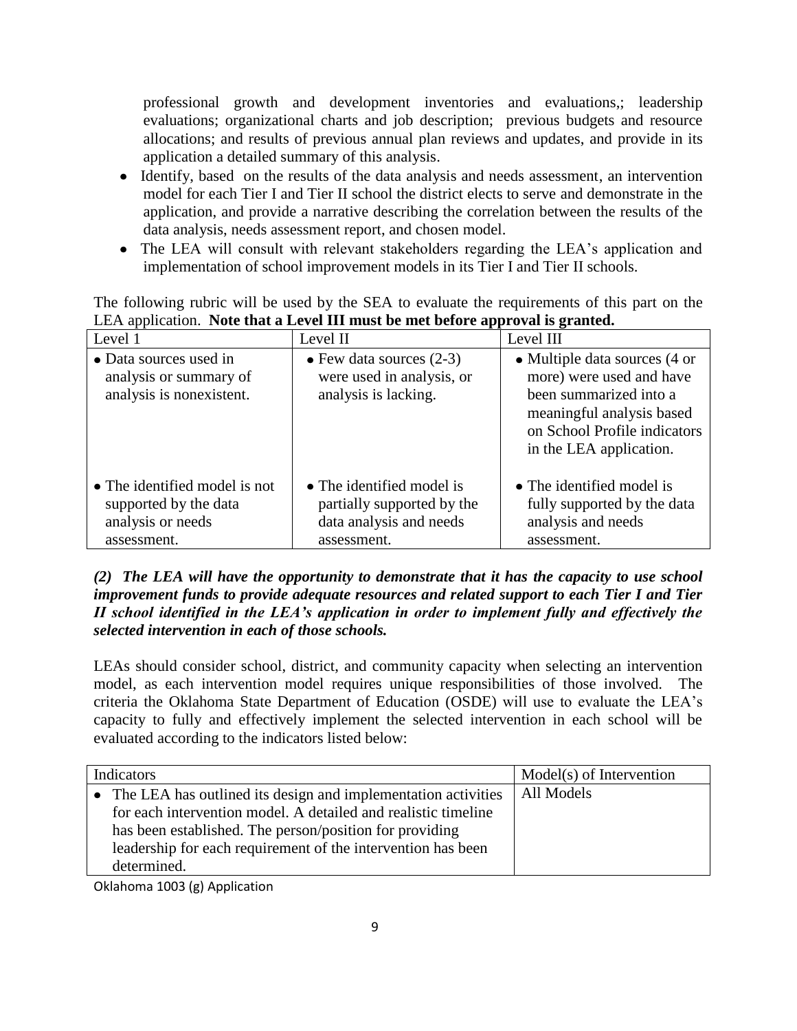professional growth and development inventories and evaluations,; leadership evaluations; organizational charts and job description; previous budgets and resource allocations; and results of previous annual plan reviews and updates, and provide in its application a detailed summary of this analysis.

- Identify, based on the results of the data analysis and needs assessment, an intervention model for each Tier I and Tier II school the district elects to serve and demonstrate in the application, and provide a narrative describing the correlation between the results of the data analysis, needs assessment report, and chosen model.
- The LEA will consult with relevant stakeholders regarding the LEA's application and implementation of school improvement models in its Tier I and Tier II schools.

The following rubric will be used by the SEA to evaluate the requirements of this part on the LEA application. **Note that a Level III must be met before approval is granted.**

| Level 1 | Level II | Level III |
| --- | --- | --- |
| • Data sources used in analysis or summary of analysis is nonexistent. | • Few data sources (2-3) were used in analysis, or analysis is lacking. | • Multiple data sources (4 or more) were used and have been summarized into a meaningful analysis based on School Profile indicators in the LEA application. |
| • The identified model is not supported by the data analysis or needs assessment. | • The identified model is partially supported by the data analysis and needs assessment. | • The identified model is fully supported by the data analysis and needs assessment. |

***(2) The LEA will have the opportunity to demonstrate that it has the capacity to use school improvement funds to provide adequate resources and related support to each Tier I and Tier II school identified in the LEA's application in order to implement fully and effectively the selected intervention in each of those schools.***

LEAs should consider school, district, and community capacity when selecting an intervention model, as each intervention model requires unique responsibilities of those involved. The criteria the Oklahoma State Department of Education (OSDE) will use to evaluate the LEA's capacity to fully and effectively implement the selected intervention in each school will be evaluated according to the indicators listed below:

| Indicators | Model(s) of Intervention |
| --- | --- |
| • The LEA has outlined its design and implementation activities for each intervention model. A detailed and realistic timeline has been established. The person/position for providing leadership for each requirement of the intervention has been determined. | All Models |

Oklahoma 1003 (g) Application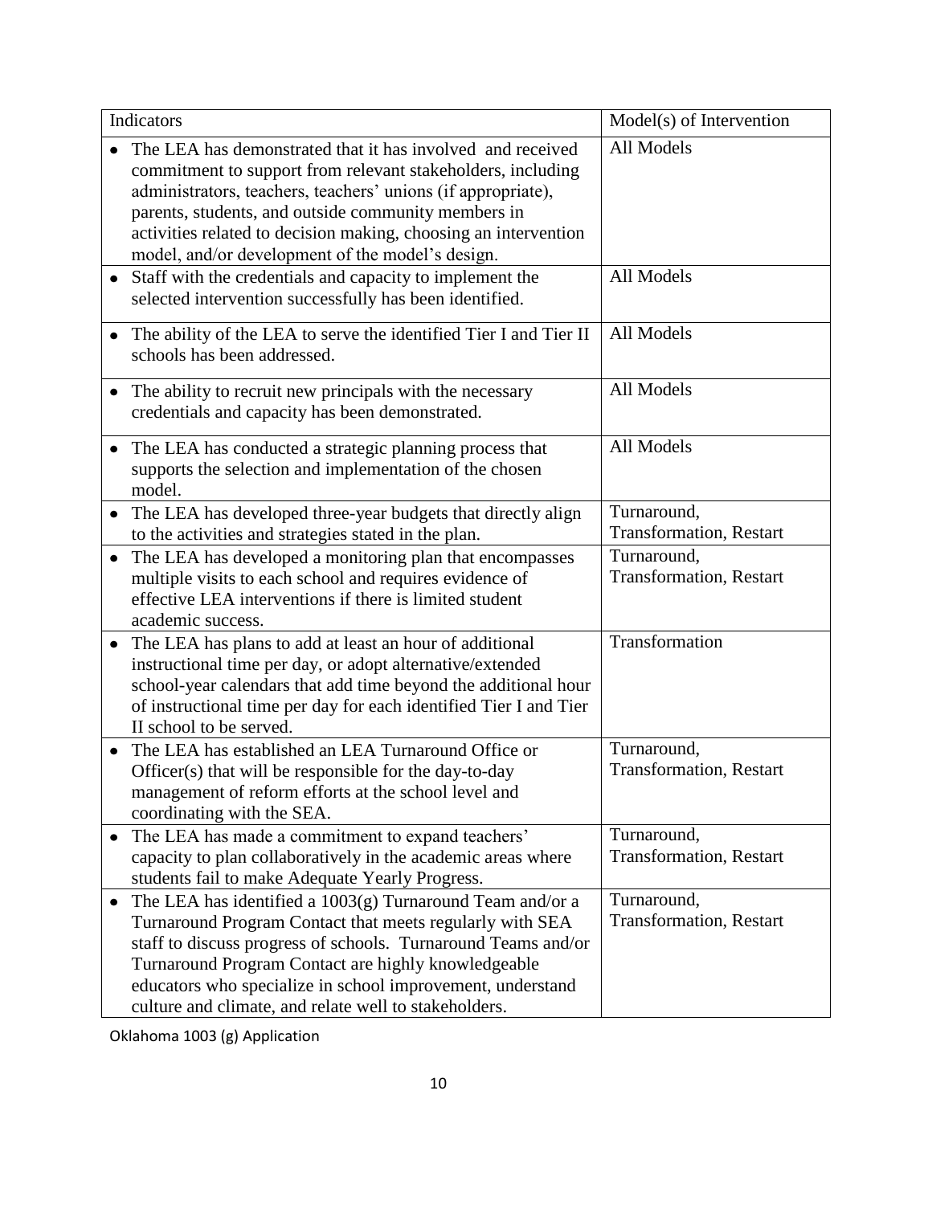| Indicators | Model(s) of Intervention |
| --- | --- |
| • The LEA has demonstrated that it has involved and received commitment to support from relevant stakeholders, including administrators, teachers, teachers' unions (if appropriate), parents, students, and outside community members in activities related to decision making, choosing an intervention model, and/or development of the model's design. | All Models |
| • Staff with the credentials and capacity to implement the selected intervention successfully has been identified. | All Models |
| • The ability of the LEA to serve the identified Tier I and Tier II schools has been addressed. | All Models |
| • The ability to recruit new principals with the necessary credentials and capacity has been demonstrated. | All Models |
| • The LEA has conducted a strategic planning process that supports the selection and implementation of the chosen model. | All Models |
| • The LEA has developed three-year budgets that directly align to the activities and strategies stated in the plan. | Turnaround, Transformation, Restart |
| • The LEA has developed a monitoring plan that encompasses multiple visits to each school and requires evidence of effective LEA interventions if there is limited student academic success. | Turnaround, Transformation, Restart |
| • The LEA has plans to add at least an hour of additional instructional time per day, or adopt alternative/extended school-year calendars that add time beyond the additional hour of instructional time per day for each identified Tier I and Tier II school to be served. | Transformation |
| • The LEA has established an LEA Turnaround Office or Officer(s) that will be responsible for the day-to-day management of reform efforts at the school level and coordinating with the SEA. | Turnaround, Transformation, Restart |
| • The LEA has made a commitment to expand teachers' capacity to plan collaboratively in the academic areas where students fail to make Adequate Yearly Progress. | Turnaround, Transformation, Restart |
| • The LEA has identified a 1003(g) Turnaround Team and/or a Turnaround Program Contact that meets regularly with SEA staff to discuss progress of schools. Turnaround Teams and/or Turnaround Program Contact are highly knowledgeable educators who specialize in school improvement, understand culture and climate, and relate well to stakeholders. | Turnaround, Transformation, Restart |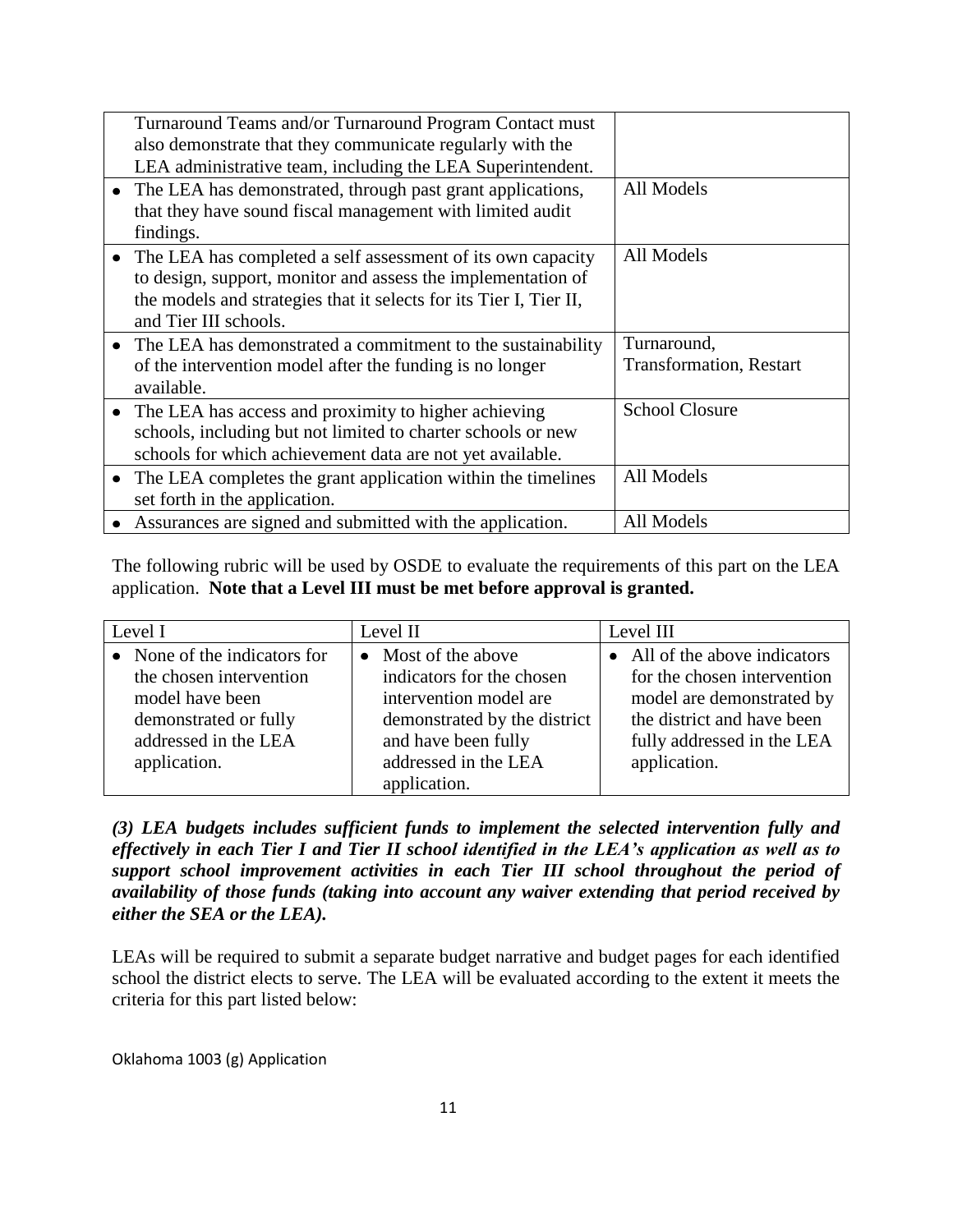| | |
|---|---|
| Turnaround Teams and/or Turnaround Program Contact must also demonstrate that they communicate regularly with the LEA administrative team, including the LEA Superintendent. | |
| • The LEA has demonstrated, through past grant applications, that they have sound fiscal management with limited audit findings. | All Models |
| • The LEA has completed a self assessment of its own capacity to design, support, monitor and assess the implementation of the models and strategies that it selects for its Tier I, Tier II, and Tier III schools. | All Models |
| • The LEA has demonstrated a commitment to the sustainability of the intervention model after the funding is no longer available. | Turnaround, Transformation, Restart |
| • The LEA has access and proximity to higher achieving schools, including but not limited to charter schools or new schools for which achievement data are not yet available. | School Closure |
| • The LEA completes the grant application within the timelines set forth in the application. | All Models |
| • Assurances are signed and submitted with the application. | All Models |

The following rubric will be used by OSDE to evaluate the requirements of this part on the LEA application. **Note that a Level III must be met before approval is granted.**

| Level I | Level II | Level III |
|---|---|---|
| • None of the indicators for the chosen intervention model have been demonstrated or fully addressed in the LEA application. | • Most of the above indicators for the chosen intervention model are demonstrated by the district and have been fully addressed in the LEA application. | • All of the above indicators for the chosen intervention model are demonstrated by the district and have been fully addressed in the LEA application. |

***(3) LEA budgets includes sufficient funds to implement the selected intervention fully and effectively in each Tier I and Tier II school identified in the LEA's application as well as to support school improvement activities in each Tier III school throughout the period of availability of those funds (taking into account any waiver extending that period received by either the SEA or the LEA).***

LEAs will be required to submit a separate budget narrative and budget pages for each identified school the district elects to serve. The LEA will be evaluated according to the extent it meets the criteria for this part listed below: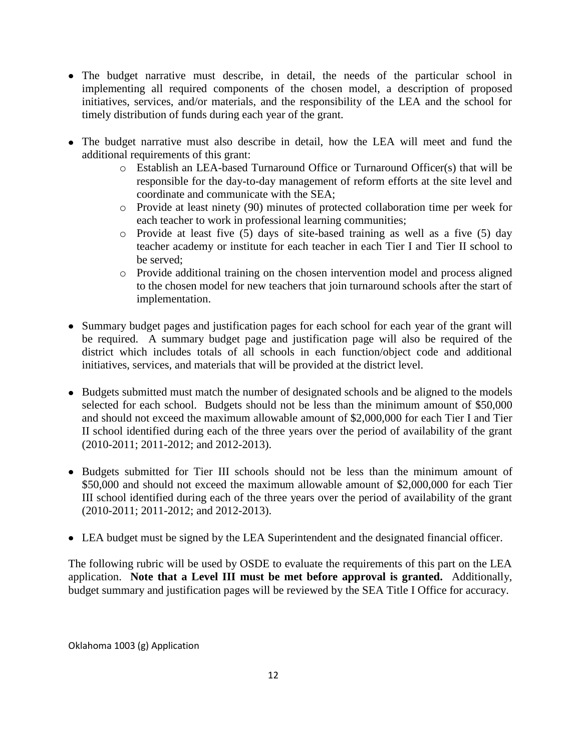- The budget narrative must describe, in detail, the needs of the particular school in implementing all required components of the chosen model, a description of proposed initiatives, services, and/or materials, and the responsibility of the LEA and the school for timely distribution of funds during each year of the grant.

- The budget narrative must also describe in detail, how the LEA will meet and fund the additional requirements of this grant:
    - Establish an LEA-based Turnaround Office or Turnaround Officer(s) that will be responsible for the day-to-day management of reform efforts at the site level and coordinate and communicate with the SEA;
    - Provide at least ninety (90) minutes of protected collaboration time per week for each teacher to work in professional learning communities;
    - Provide at least five (5) days of site-based training as well as a five (5) day teacher academy or institute for each teacher in each Tier I and Tier II school to be served;
    - Provide additional training on the chosen intervention model and process aligned to the chosen model for new teachers that join turnaround schools after the start of implementation.

- Summary budget pages and justification pages for each school for each year of the grant will be required. A summary budget page and justification page will also be required of the district which includes totals of all schools in each function/object code and additional initiatives, services, and materials that will be provided at the district level.

- Budgets submitted must match the number of designated schools and be aligned to the models selected for each school. Budgets should not be less than the minimum amount of $50,000 and should not exceed the maximum allowable amount of $2,000,000 for each Tier I and Tier II school identified during each of the three years over the period of availability of the grant (2010-2011; 2011-2012; and 2012-2013).

- Budgets submitted for Tier III schools should not be less than the minimum amount of $50,000 and should not exceed the maximum allowable amount of $2,000,000 for each Tier III school identified during each of the three years over the period of availability of the grant (2010-2011; 2011-2012; and 2012-2013).

- LEA budget must be signed by the LEA Superintendent and the designated financial officer.

The following rubric will be used by OSDE to evaluate the requirements of this part on the LEA application. **Note that a Level III must be met before approval is granted.** Additionally, budget summary and justification pages will be reviewed by the SEA Title I Office for accuracy.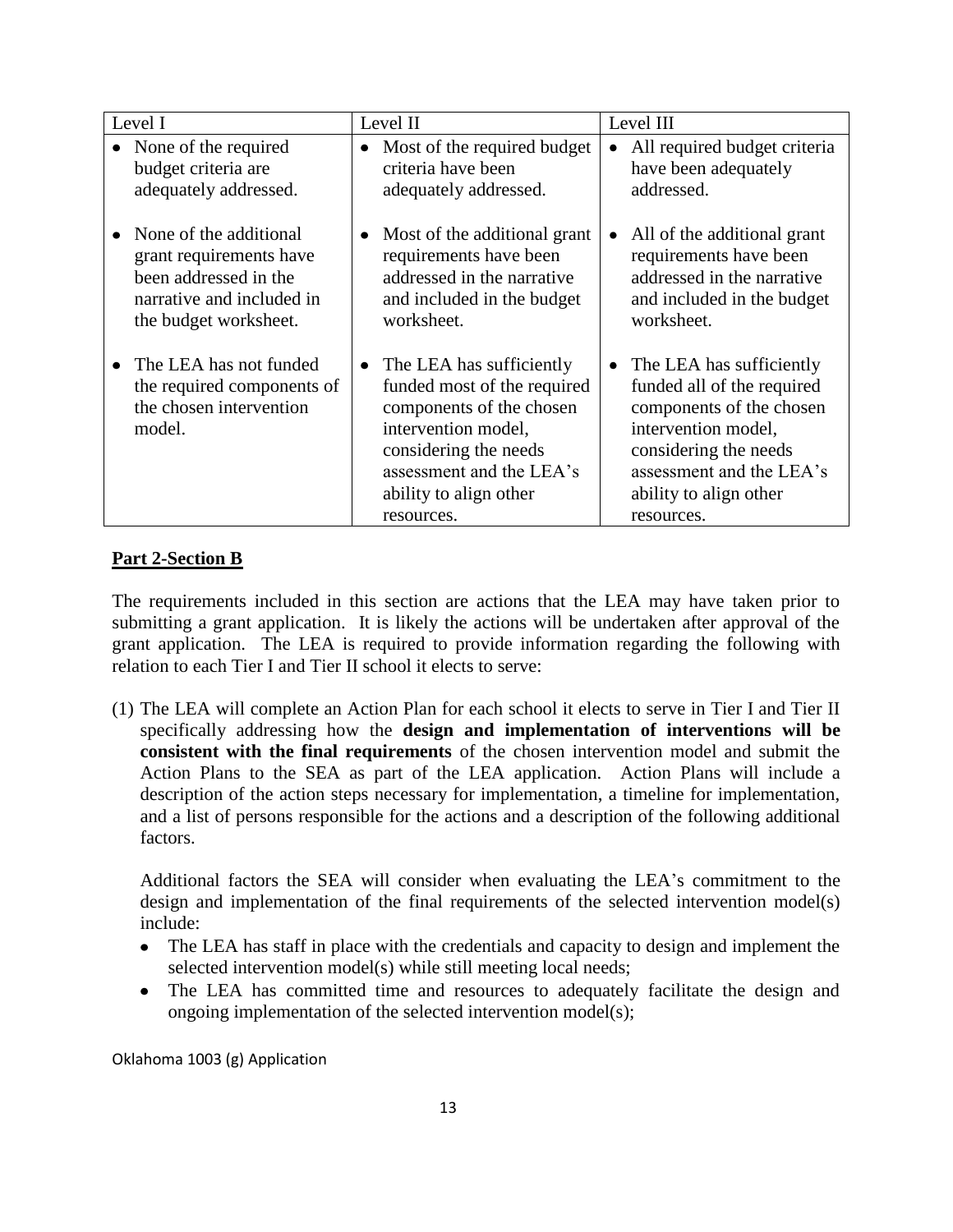| Level I | Level II | Level III |
| --- | --- | --- |
| • None of the required budget criteria are adequately addressed.<br><br>• None of the additional grant requirements have been addressed in the narrative and included in the budget worksheet.<br><br>• The LEA has not funded the required components of the chosen intervention model. | • Most of the required budget criteria have been adequately addressed.<br><br>• Most of the additional grant requirements have been addressed in the narrative and included in the budget worksheet.<br><br>• The LEA has sufficiently funded most of the required components of the chosen intervention model, considering the needs assessment and the LEA's ability to align other resources. | • All required budget criteria have been adequately addressed.<br><br>• All of the additional grant requirements have been addressed in the narrative and included in the budget worksheet.<br><br>• The LEA has sufficiently funded all of the required components of the chosen intervention model, considering the needs assessment and the LEA's ability to align other resources. |

**Part 2-Section B**

The requirements included in this section are actions that the LEA may have taken prior to submitting a grant application. It is likely the actions will be undertaken after approval of the grant application. The LEA is required to provide information regarding the following with relation to each Tier I and Tier II school it elects to serve:

(1) The LEA will complete an Action Plan for each school it elects to serve in Tier I and Tier II specifically addressing how the **design and implementation of interventions will be consistent with the final requirements** of the chosen intervention model and submit the Action Plans to the SEA as part of the LEA application. Action Plans will include a description of the action steps necessary for implementation, a timeline for implementation, and a list of persons responsible for the actions and a description of the following additional factors.

   Additional factors the SEA will consider when evaluating the LEA's commitment to the design and implementation of the final requirements of the selected intervention model(s) include:

   - The LEA has staff in place with the credentials and capacity to design and implement the selected intervention model(s) while still meeting local needs;
   - The LEA has committed time and resources to adequately facilitate the design and ongoing implementation of the selected intervention model(s);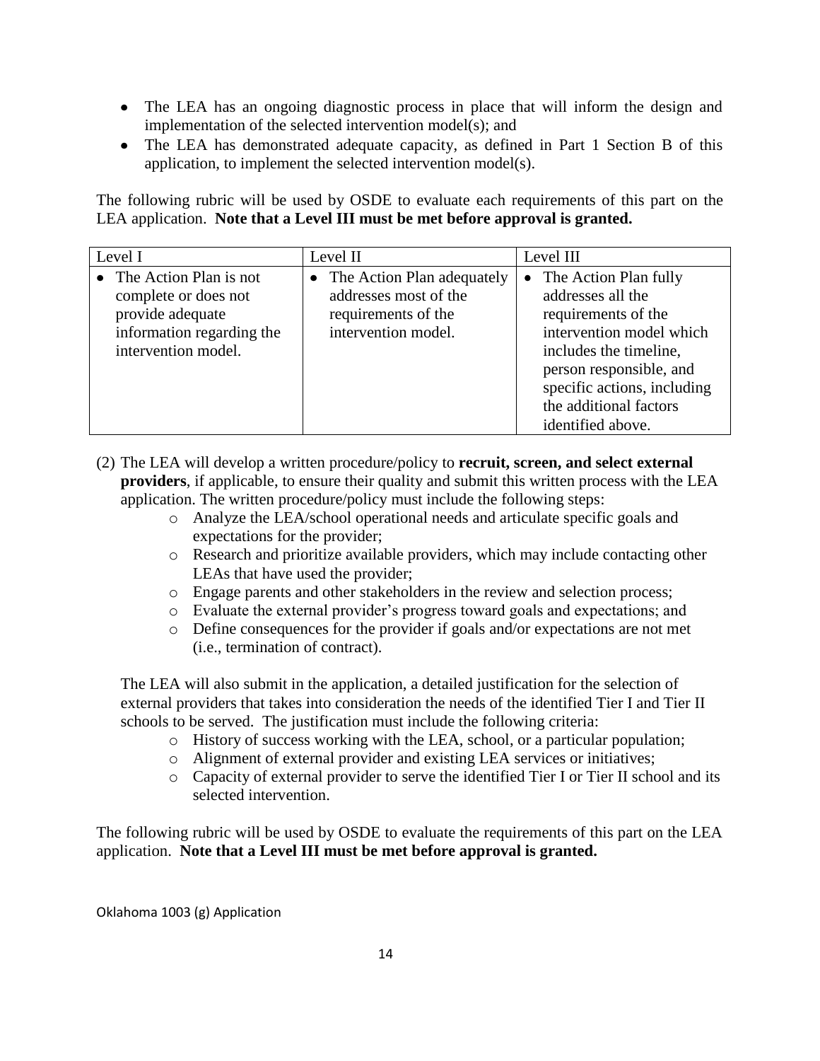- The LEA has an ongoing diagnostic process in place that will inform the design and implementation of the selected intervention model(s); and
- The LEA has demonstrated adequate capacity, as defined in Part 1 Section B of this application, to implement the selected intervention model(s).

The following rubric will be used by OSDE to evaluate each requirements of this part on the LEA application. **Note that a Level III must be met before approval is granted.**

| Level I | Level II | Level III |
|---|---|---|
| • The Action Plan is not complete or does not provide adequate information regarding the intervention model. | • The Action Plan adequately addresses most of the requirements of the intervention model. | • The Action Plan fully addresses all the requirements of the intervention model which includes the timeline, person responsible, and specific actions, including the additional factors identified above. |

(2) The LEA will develop a written procedure/policy to **recruit, screen, and select external providers**, if applicable, to ensure their quality and submit this written process with the LEA application. The written procedure/policy must include the following steps:

- Analyze the LEA/school operational needs and articulate specific goals and expectations for the provider;
- Research and prioritize available providers, which may include contacting other LEAs that have used the provider;
- Engage parents and other stakeholders in the review and selection process;
- Evaluate the external provider's progress toward goals and expectations; and
- Define consequences for the provider if goals and/or expectations are not met (i.e., termination of contract).

The LEA will also submit in the application, a detailed justification for the selection of external providers that takes into consideration the needs of the identified Tier I and Tier II schools to be served. The justification must include the following criteria:

- History of success working with the LEA, school, or a particular population;
- Alignment of external provider and existing LEA services or initiatives;
- Capacity of external provider to serve the identified Tier I or Tier II school and its selected intervention.

The following rubric will be used by OSDE to evaluate the requirements of this part on the LEA application. **Note that a Level III must be met before approval is granted.**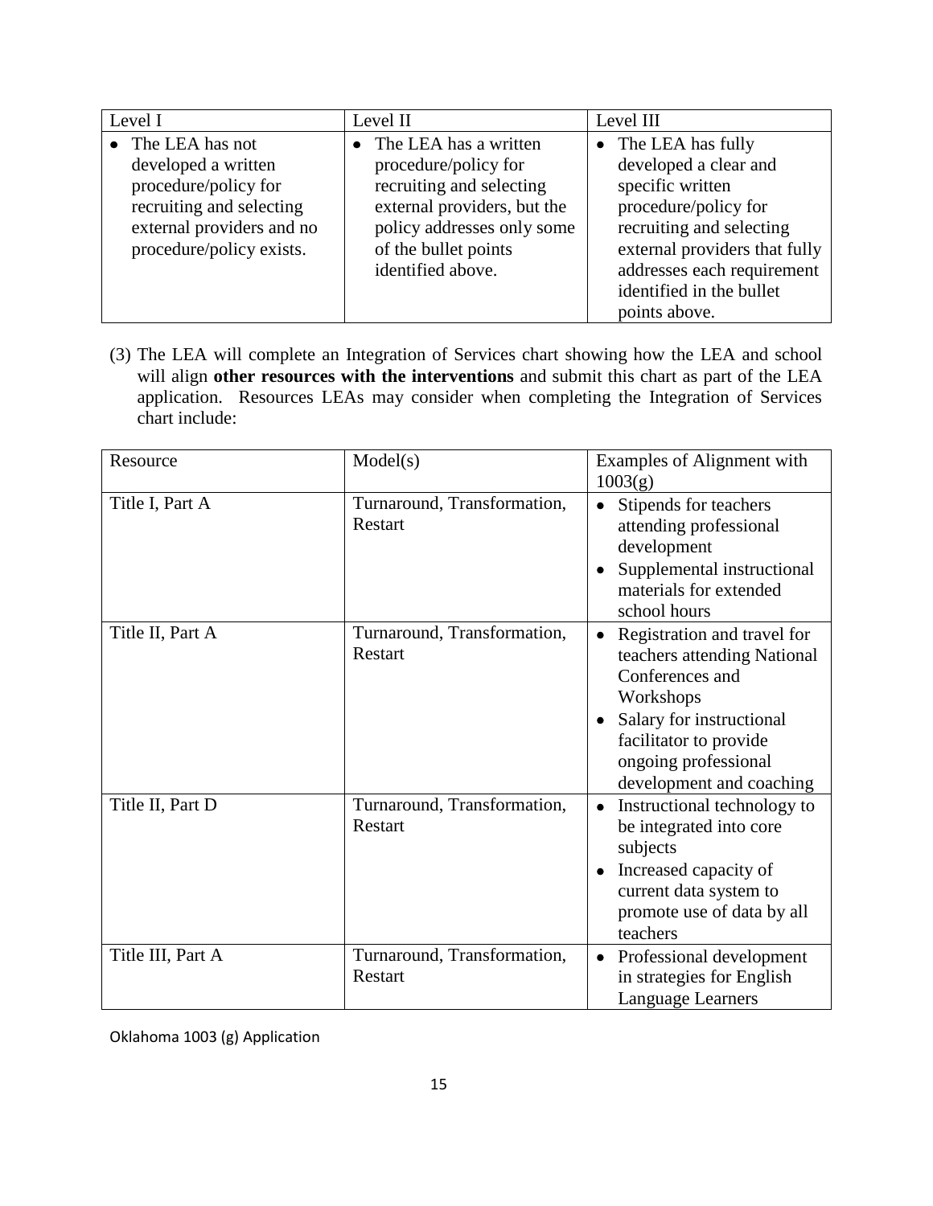| Level I | Level II | Level III |
| --- | --- | --- |
| • The LEA has not developed a written procedure/policy for recruiting and selecting external providers and no procedure/policy exists. | • The LEA has a written procedure/policy for recruiting and selecting external providers, but the policy addresses only some of the bullet points identified above. | • The LEA has fully developed a clear and specific written procedure/policy for recruiting and selecting external providers that fully addresses each requirement identified in the bullet points above. |

(3) The LEA will complete an Integration of Services chart showing how the LEA and school will align **other resources with the interventions** and submit this chart as part of the LEA application. Resources LEAs may consider when completing the Integration of Services chart include:

| Resource | Model(s) | Examples of Alignment with 1003(g) |
| --- | --- | --- |
| Title I, Part A | Turnaround, Transformation, Restart | • Stipends for teachers attending professional development<br>• Supplemental instructional materials for extended school hours |
| Title II, Part A | Turnaround, Transformation, Restart | • Registration and travel for teachers attending National Conferences and Workshops<br>• Salary for instructional facilitator to provide ongoing professional development and coaching |
| Title II, Part D | Turnaround, Transformation, Restart | • Instructional technology to be integrated into core subjects<br>• Increased capacity of current data system to promote use of data by all teachers |
| Title III, Part A | Turnaround, Transformation, Restart | • Professional development in strategies for English Language Learners |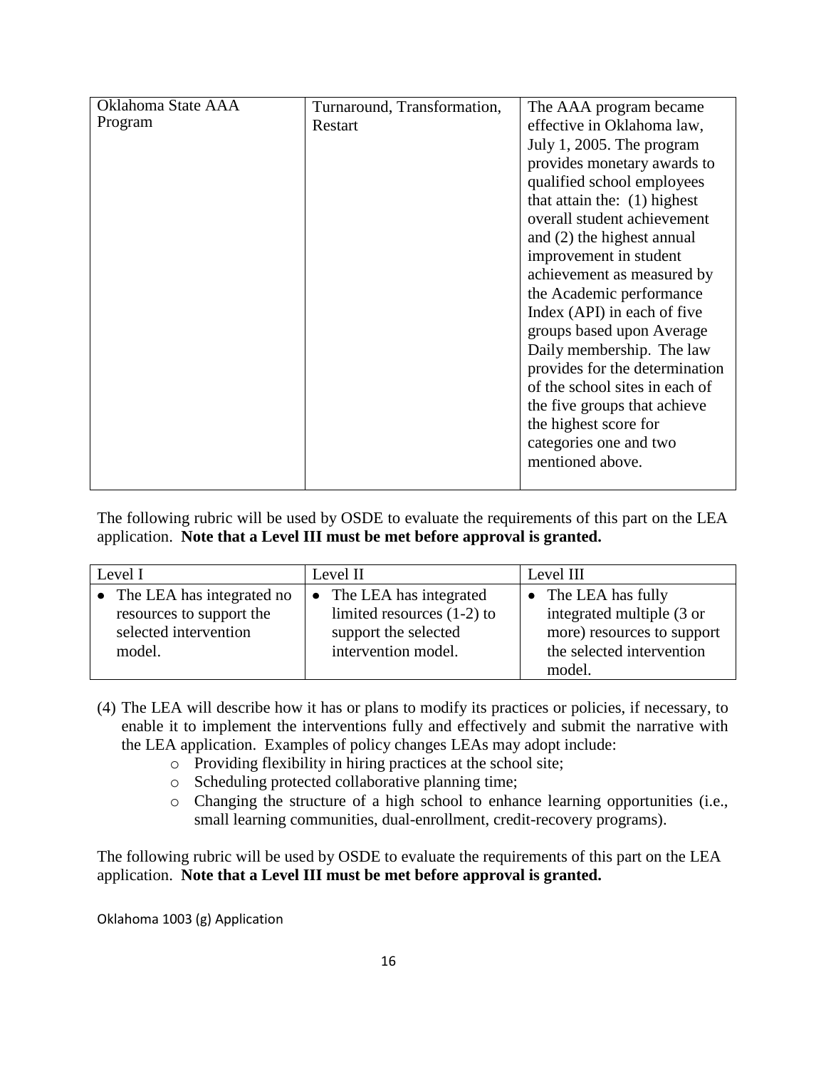| Oklahoma State AAA Program | Turnaround, Transformation, Restart | The AAA program became effective in Oklahoma law, July 1, 2005. The program provides monetary awards to qualified school employees that attain the: (1) highest overall student achievement and (2) the highest annual improvement in student achievement as measured by the Academic performance Index (API) in each of five groups based upon Average Daily membership. The law provides for the determination of the school sites in each of the five groups that achieve the highest score for categories one and two mentioned above. |
|---|---|---|

The following rubric will be used by OSDE to evaluate the requirements of this part on the LEA application. **Note that a Level III must be met before approval is granted.**

| Level I | Level II | Level III |
|---|---|---|
| • The LEA has integrated no resources to support the selected intervention model. | • The LEA has integrated limited resources (1-2) to support the selected intervention model. | • The LEA has fully integrated multiple (3 or more) resources to support the selected intervention model. |

(4) The LEA will describe how it has or plans to modify its practices or policies, if necessary, to enable it to implement the interventions fully and effectively and submit the narrative with the LEA application. Examples of policy changes LEAs may adopt include:

- Providing flexibility in hiring practices at the school site;
- Scheduling protected collaborative planning time;
- Changing the structure of a high school to enhance learning opportunities (i.e., small learning communities, dual-enrollment, credit-recovery programs).

The following rubric will be used by OSDE to evaluate the requirements of this part on the LEA application. **Note that a Level III must be met before approval is granted.**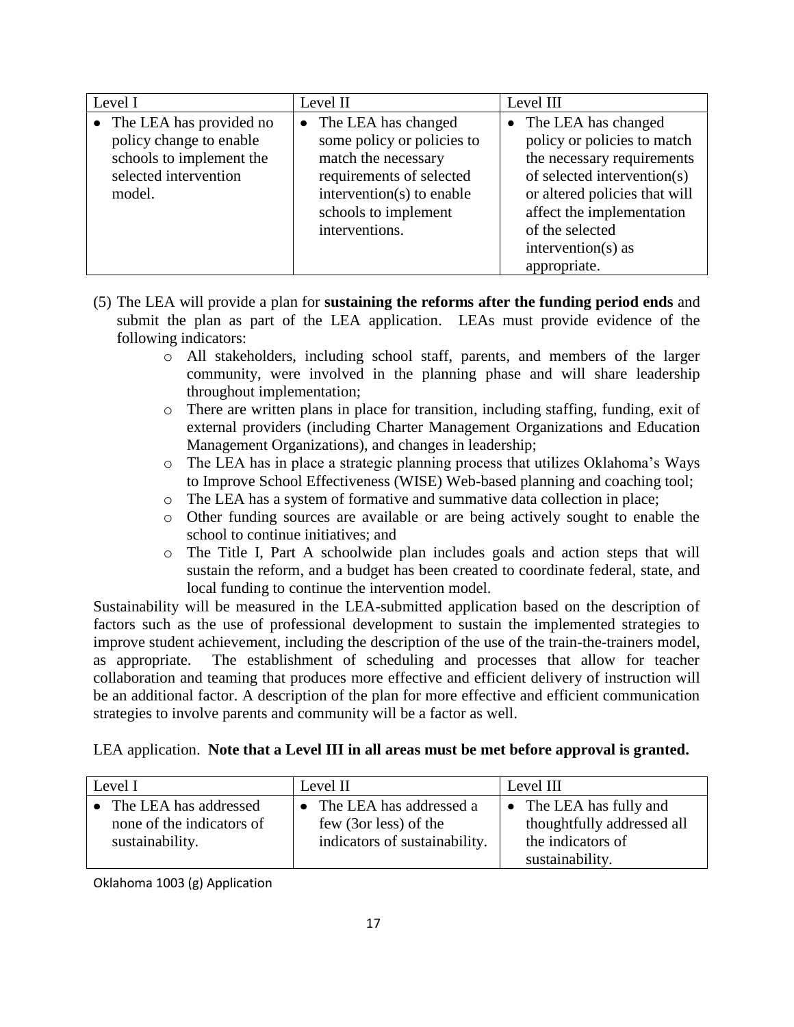| Level I | Level II | Level III |
|---|---|---|
| • The LEA has provided no policy change to enable schools to implement the selected intervention model. | • The LEA has changed some policy or policies to match the necessary requirements of selected intervention(s) to enable schools to implement interventions. | • The LEA has changed policy or policies to match the necessary requirements of selected intervention(s) or altered policies that will affect the implementation of the selected intervention(s) as appropriate. |

(5) The LEA will provide a plan for **sustaining the reforms after the funding period ends** and submit the plan as part of the LEA application. LEAs must provide evidence of the following indicators:

- All stakeholders, including school staff, parents, and members of the larger community, were involved in the planning phase and will share leadership throughout implementation;
- There are written plans in place for transition, including staffing, funding, exit of external providers (including Charter Management Organizations and Education Management Organizations), and changes in leadership;
- The LEA has in place a strategic planning process that utilizes Oklahoma's Ways to Improve School Effectiveness (WISE) Web-based planning and coaching tool;
- The LEA has a system of formative and summative data collection in place;
- Other funding sources are available or are being actively sought to enable the school to continue initiatives; and
- The Title I, Part A schoolwide plan includes goals and action steps that will sustain the reform, and a budget has been created to coordinate federal, state, and local funding to continue the intervention model.

Sustainability will be measured in the LEA-submitted application based on the description of factors such as the use of professional development to sustain the implemented strategies to improve student achievement, including the description of the use of the train-the-trainers model, as appropriate. The establishment of scheduling and processes that allow for teacher collaboration and teaming that produces more effective and efficient delivery of instruction will be an additional factor. A description of the plan for more effective and efficient communication strategies to involve parents and community will be a factor as well.

LEA application. **Note that a Level III in all areas must be met before approval is granted.**

| Level I | Level II | Level III |
|---|---|---|
| • The LEA has addressed none of the indicators of sustainability. | • The LEA has addressed a few (3or less) of the indicators of sustainability. | • The LEA has fully and thoughtfully addressed all the indicators of sustainability. |

Oklahoma 1003 (g) Application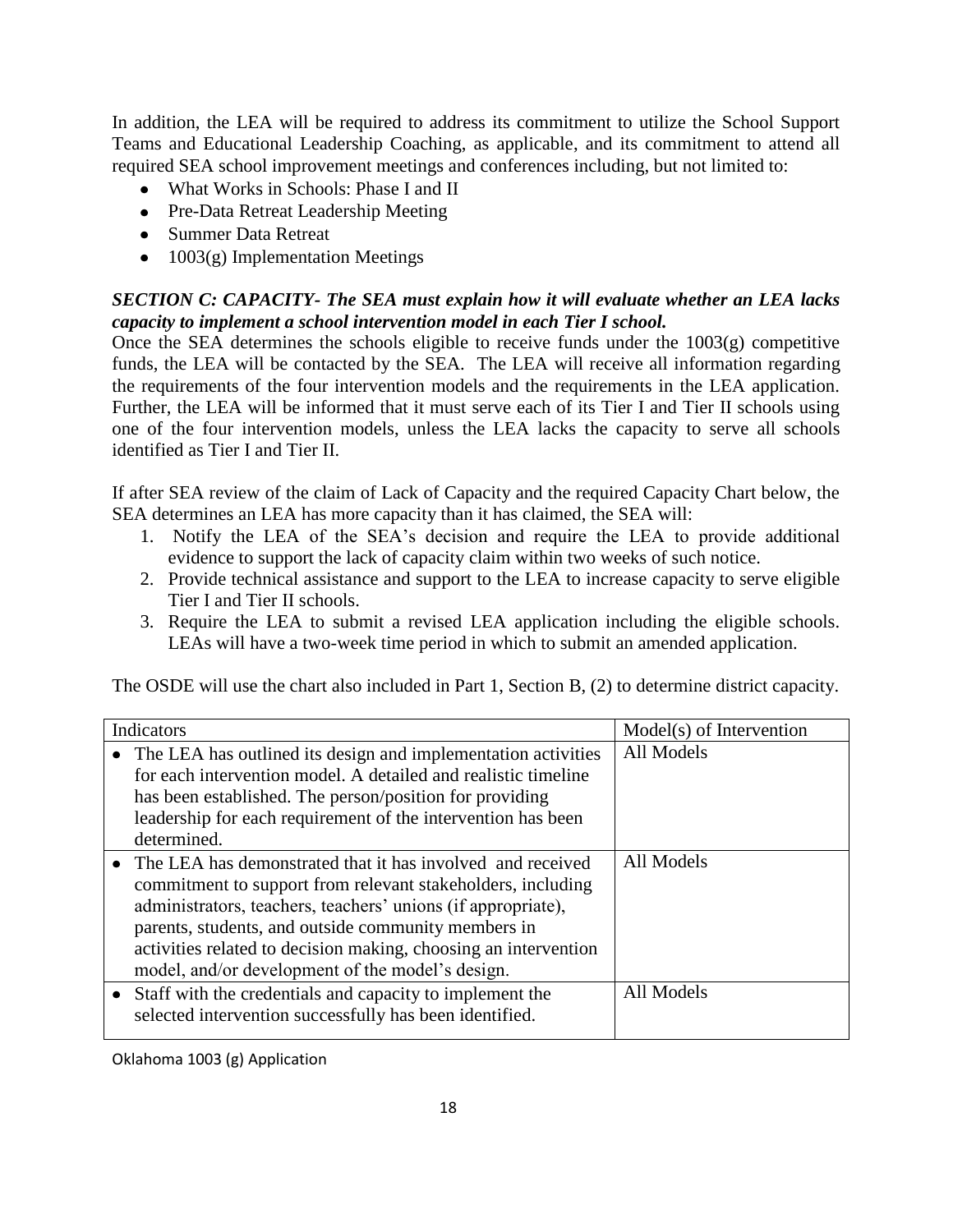In addition, the LEA will be required to address its commitment to utilize the School Support Teams and Educational Leadership Coaching, as applicable, and its commitment to attend all required SEA school improvement meetings and conferences including, but not limited to:

- What Works in Schools: Phase I and II
- Pre-Data Retreat Leadership Meeting
- Summer Data Retreat
- 1003(g) Implementation Meetings

***SECTION C: CAPACITY- The SEA must explain how it will evaluate whether an LEA lacks capacity to implement a school intervention model in each Tier I school.***

Once the SEA determines the schools eligible to receive funds under the 1003(g) competitive funds, the LEA will be contacted by the SEA. The LEA will receive all information regarding the requirements of the four intervention models and the requirements in the LEA application. Further, the LEA will be informed that it must serve each of its Tier I and Tier II schools using one of the four intervention models, unless the LEA lacks the capacity to serve all schools identified as Tier I and Tier II.

If after SEA review of the claim of Lack of Capacity and the required Capacity Chart below, the SEA determines an LEA has more capacity than it has claimed, the SEA will:

1. Notify the LEA of the SEA's decision and require the LEA to provide additional evidence to support the lack of capacity claim within two weeks of such notice.
2. Provide technical assistance and support to the LEA to increase capacity to serve eligible Tier I and Tier II schools.
3. Require the LEA to submit a revised LEA application including the eligible schools. LEAs will have a two-week time period in which to submit an amended application.

The OSDE will use the chart also included in Part 1, Section B, (2) to determine district capacity.

| Indicators | Model(s) of Intervention |
|---|---|
| • The LEA has outlined its design and implementation activities for each intervention model. A detailed and realistic timeline has been established. The person/position for providing leadership for each requirement of the intervention has been determined. | All Models |
| • The LEA has demonstrated that it has involved and received commitment to support from relevant stakeholders, including administrators, teachers, teachers' unions (if appropriate), parents, students, and outside community members in activities related to decision making, choosing an intervention model, and/or development of the model's design. | All Models |
| • Staff with the credentials and capacity to implement the selected intervention successfully has been identified. | All Models |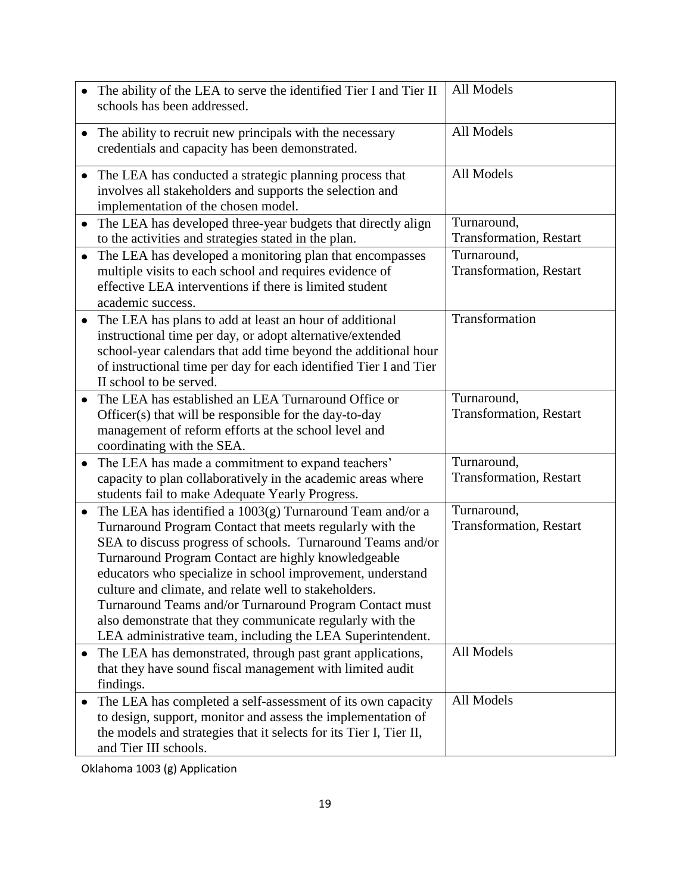| | |
|---|---|
| • The ability of the LEA to serve the identified Tier I and Tier II schools has been addressed. | All Models |
| • The ability to recruit new principals with the necessary credentials and capacity has been demonstrated. | All Models |
| • The LEA has conducted a strategic planning process that involves all stakeholders and supports the selection and implementation of the chosen model. | All Models |
| • The LEA has developed three-year budgets that directly align to the activities and strategies stated in the plan. | Turnaround, Transformation, Restart |
| • The LEA has developed a monitoring plan that encompasses multiple visits to each school and requires evidence of effective LEA interventions if there is limited student academic success. | Turnaround, Transformation, Restart |
| • The LEA has plans to add at least an hour of additional instructional time per day, or adopt alternative/extended school-year calendars that add time beyond the additional hour of instructional time per day for each identified Tier I and Tier II school to be served. | Transformation |
| • The LEA has established an LEA Turnaround Office or Officer(s) that will be responsible for the day-to-day management of reform efforts at the school level and coordinating with the SEA. | Turnaround, Transformation, Restart |
| • The LEA has made a commitment to expand teachers' capacity to plan collaboratively in the academic areas where students fail to make Adequate Yearly Progress. | Turnaround, Transformation, Restart |
| • The LEA has identified a 1003(g) Turnaround Team and/or a Turnaround Program Contact that meets regularly with the SEA to discuss progress of schools. Turnaround Teams and/or Turnaround Program Contact are highly knowledgeable educators who specialize in school improvement, understand culture and climate, and relate well to stakeholders. Turnaround Teams and/or Turnaround Program Contact must also demonstrate that they communicate regularly with the LEA administrative team, including the LEA Superintendent. | Turnaround, Transformation, Restart |
| • The LEA has demonstrated, through past grant applications, that they have sound fiscal management with limited audit findings. | All Models |
| • The LEA has completed a self-assessment of its own capacity to design, support, monitor and assess the implementation of the models and strategies that it selects for its Tier I, Tier II, and Tier III schools. | All Models |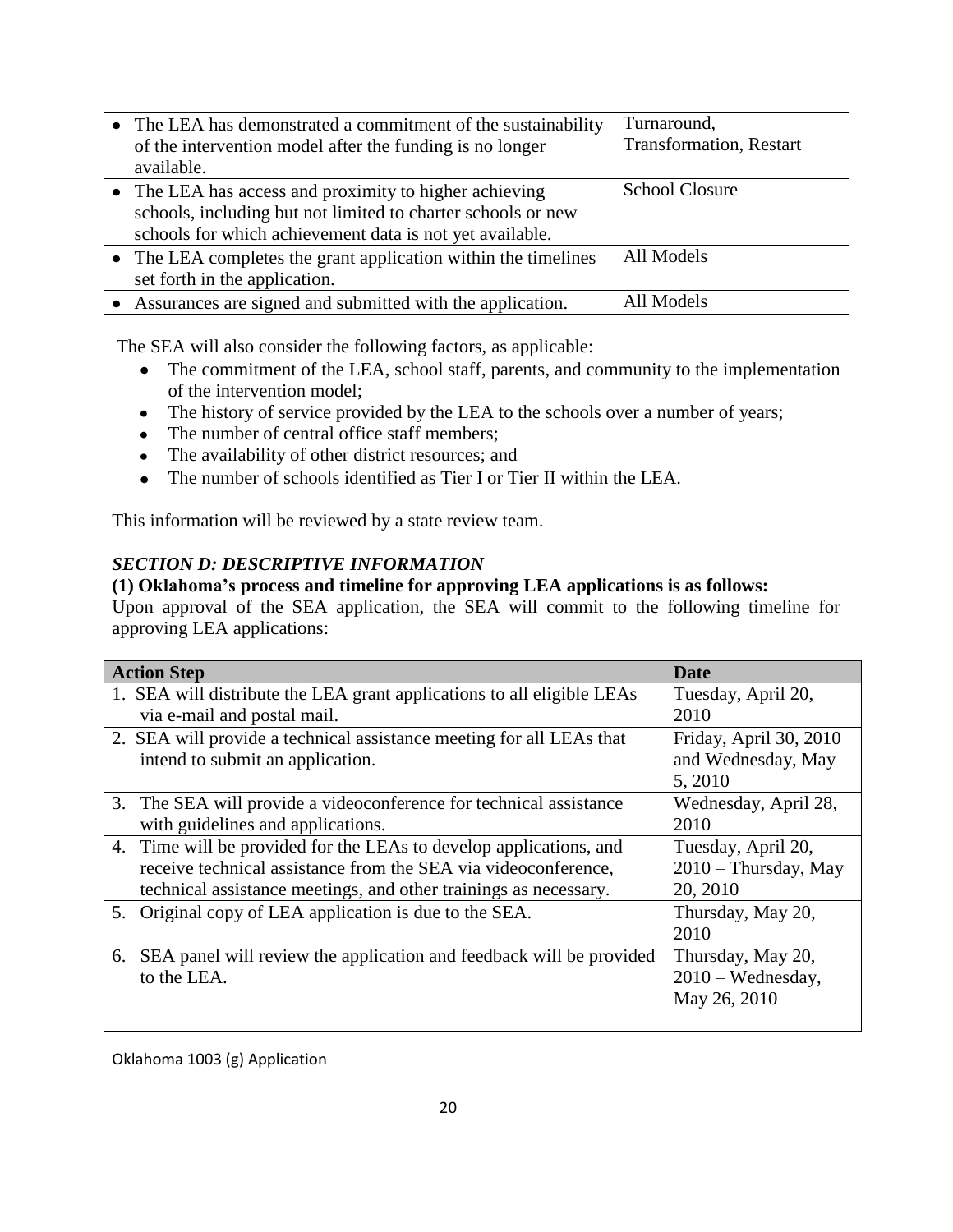| | |
|---|---|
| • The LEA has demonstrated a commitment of the sustainability of the intervention model after the funding is no longer available. | Turnaround, Transformation, Restart |
| • The LEA has access and proximity to higher achieving schools, including but not limited to charter schools or new schools for which achievement data is not yet available. | School Closure |
| • The LEA completes the grant application within the timelines set forth in the application. | All Models |
| • Assurances are signed and submitted with the application. | All Models |

The SEA will also consider the following factors, as applicable:

- The commitment of the LEA, school staff, parents, and community to the implementation of the intervention model;
- The history of service provided by the LEA to the schools over a number of years;
- The number of central office staff members;
- The availability of other district resources; and
- The number of schools identified as Tier I or Tier II within the LEA.

This information will be reviewed by a state review team.

### *SECTION D: DESCRIPTIVE INFORMATION*

**(1) Oklahoma's process and timeline for approving LEA applications is as follows:**

Upon approval of the SEA application, the SEA will commit to the following timeline for approving LEA applications:

| Action Step | Date |
|---|---|
| 1. SEA will distribute the LEA grant applications to all eligible LEAs via e-mail and postal mail. | Tuesday, April 20, 2010 |
| 2. SEA will provide a technical assistance meeting for all LEAs that intend to submit an application. | Friday, April 30, 2010 and Wednesday, May 5, 2010 |
| 3. The SEA will provide a videoconference for technical assistance with guidelines and applications. | Wednesday, April 28, 2010 |
| 4. Time will be provided for the LEAs to develop applications, and receive technical assistance from the SEA via videoconference, technical assistance meetings, and other trainings as necessary. | Tuesday, April 20, 2010 – Thursday, May 20, 2010 |
| 5. Original copy of LEA application is due to the SEA. | Thursday, May 20, 2010 |
| 6. SEA panel will review the application and feedback will be provided to the LEA. | Thursday, May 20, 2010 – Wednesday, May 26, 2010 |

Oklahoma 1003 (g) Application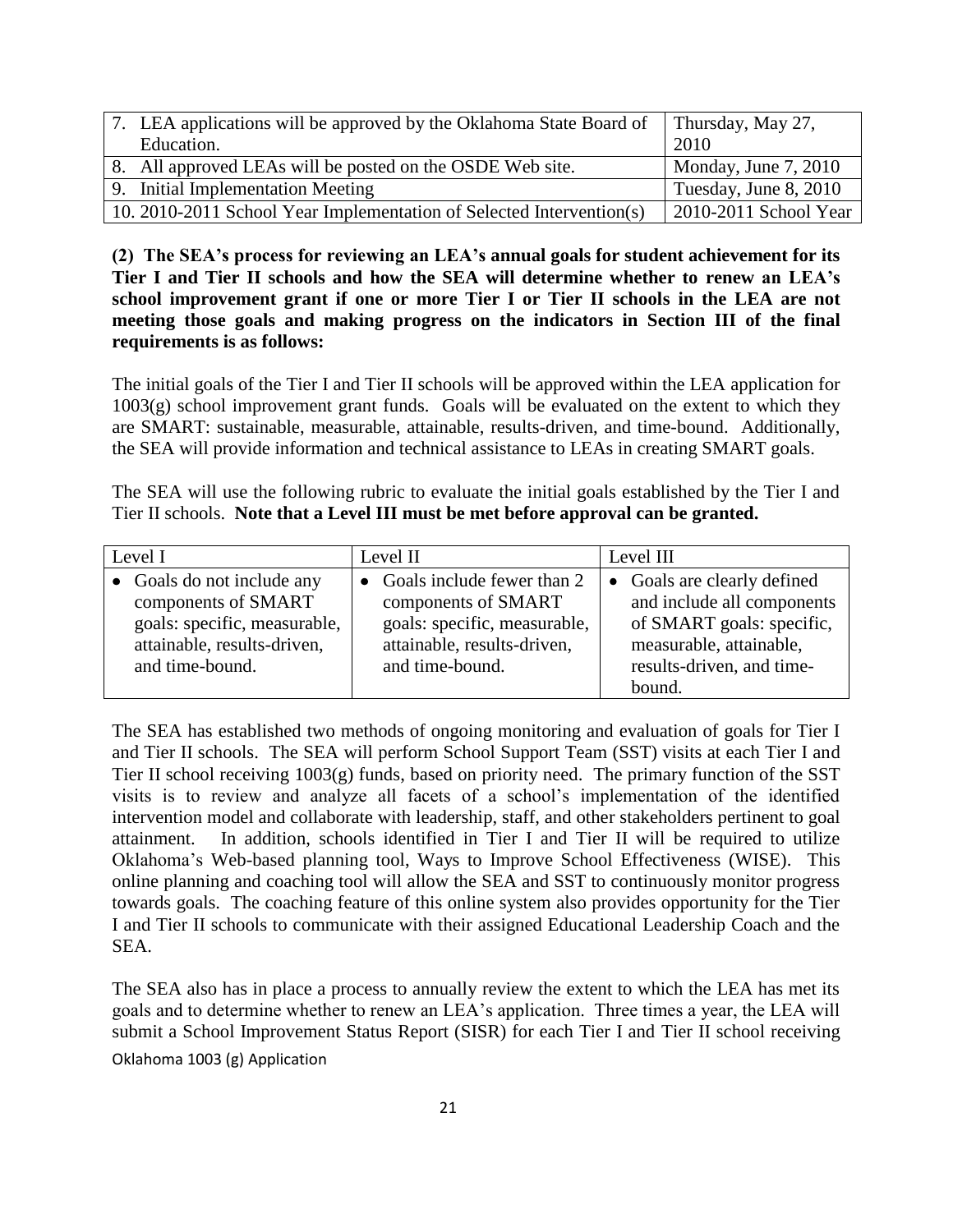| 7. LEA applications will be approved by the Oklahoma State Board of Education. | Thursday, May 27, 2010 |
| --- | --- |
| 8. All approved LEAs will be posted on the OSDE Web site. | Monday, June 7, 2010 |
| 9. Initial Implementation Meeting | Tuesday, June 8, 2010 |
| 10. 2010-2011 School Year Implementation of Selected Intervention(s) | 2010-2011 School Year |

**(2) The SEA's process for reviewing an LEA's annual goals for student achievement for its Tier I and Tier II schools and how the SEA will determine whether to renew an LEA's school improvement grant if one or more Tier I or Tier II schools in the LEA are not meeting those goals and making progress on the indicators in Section III of the final requirements is as follows:**

The initial goals of the Tier I and Tier II schools will be approved within the LEA application for 1003(g) school improvement grant funds. Goals will be evaluated on the extent to which they are SMART: sustainable, measurable, attainable, results-driven, and time-bound. Additionally, the SEA will provide information and technical assistance to LEAs in creating SMART goals.

The SEA will use the following rubric to evaluate the initial goals established by the Tier I and Tier II schools. **Note that a Level III must be met before approval can be granted.**

| Level I | Level II | Level III |
| --- | --- | --- |
| • Goals do not include any components of SMART goals: specific, measurable, attainable, results-driven, and time-bound. | • Goals include fewer than 2 components of SMART goals: specific, measurable, attainable, results-driven, and time-bound. | • Goals are clearly defined and include all components of SMART goals: specific, measurable, attainable, results-driven, and time-bound. |

The SEA has established two methods of ongoing monitoring and evaluation of goals for Tier I and Tier II schools. The SEA will perform School Support Team (SST) visits at each Tier I and Tier II school receiving 1003(g) funds, based on priority need. The primary function of the SST visits is to review and analyze all facets of a school's implementation of the identified intervention model and collaborate with leadership, staff, and other stakeholders pertinent to goal attainment. In addition, schools identified in Tier I and Tier II will be required to utilize Oklahoma's Web-based planning tool, Ways to Improve School Effectiveness (WISE). This online planning and coaching tool will allow the SEA and SST to continuously monitor progress towards goals. The coaching feature of this online system also provides opportunity for the Tier I and Tier II schools to communicate with their assigned Educational Leadership Coach and the SEA.

The SEA also has in place a process to annually review the extent to which the LEA has met its goals and to determine whether to renew an LEA's application. Three times a year, the LEA will submit a School Improvement Status Report (SISR) for each Tier I and Tier II school receiving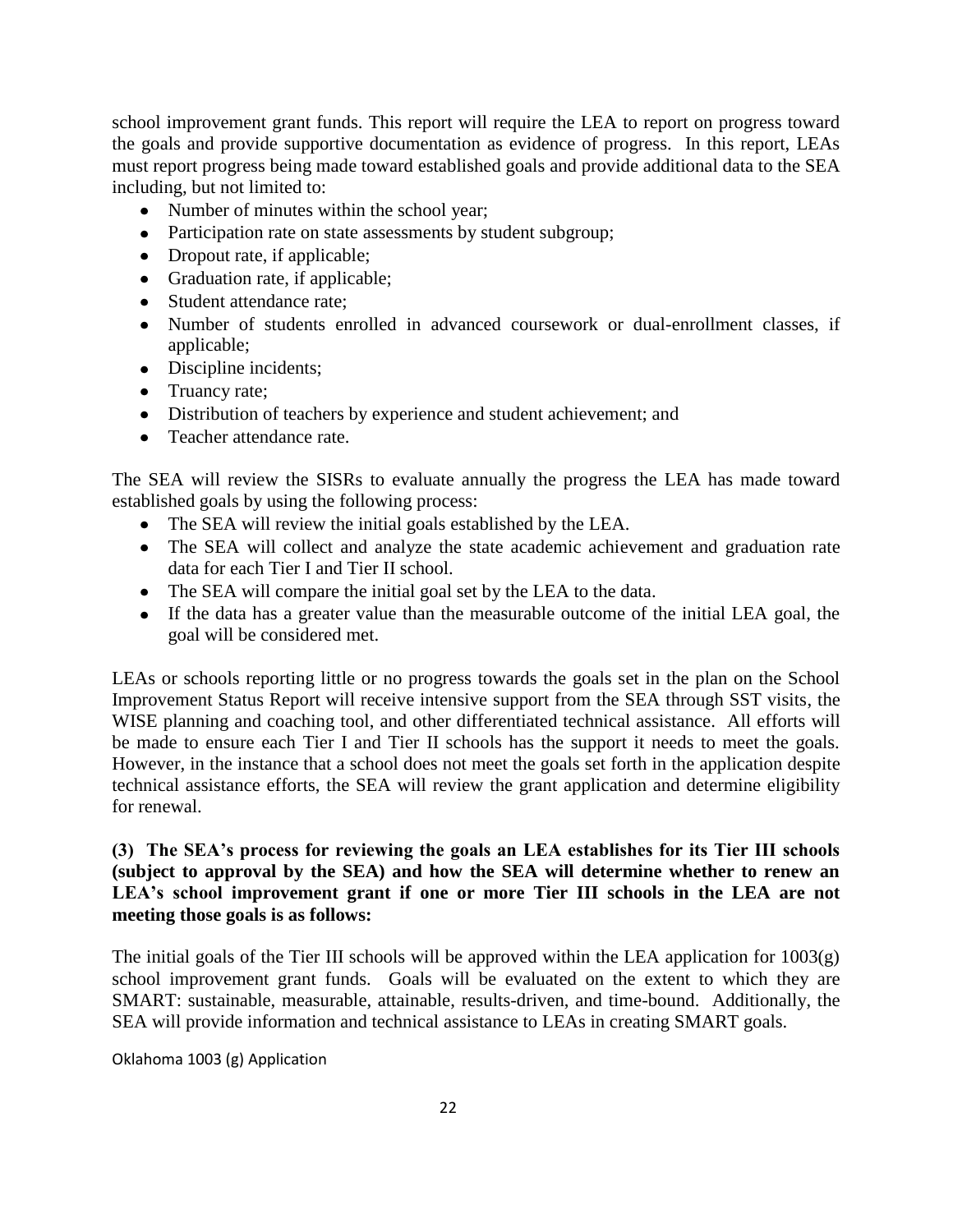school improvement grant funds. This report will require the LEA to report on progress toward the goals and provide supportive documentation as evidence of progress. In this report, LEAs must report progress being made toward established goals and provide additional data to the SEA including, but not limited to:

- Number of minutes within the school year;
- Participation rate on state assessments by student subgroup;
- Dropout rate, if applicable;
- Graduation rate, if applicable;
- Student attendance rate;
- Number of students enrolled in advanced coursework or dual-enrollment classes, if applicable;
- Discipline incidents;
- Truancy rate;
- Distribution of teachers by experience and student achievement; and
- Teacher attendance rate.

The SEA will review the SISRs to evaluate annually the progress the LEA has made toward established goals by using the following process:

- The SEA will review the initial goals established by the LEA.
- The SEA will collect and analyze the state academic achievement and graduation rate data for each Tier I and Tier II school.
- The SEA will compare the initial goal set by the LEA to the data.
- If the data has a greater value than the measurable outcome of the initial LEA goal, the goal will be considered met.

LEAs or schools reporting little or no progress towards the goals set in the plan on the School Improvement Status Report will receive intensive support from the SEA through SST visits, the WISE planning and coaching tool, and other differentiated technical assistance. All efforts will be made to ensure each Tier I and Tier II schools has the support it needs to meet the goals. However, in the instance that a school does not meet the goals set forth in the application despite technical assistance efforts, the SEA will review the grant application and determine eligibility for renewal.

**(3) The SEA's process for reviewing the goals an LEA establishes for its Tier III schools (subject to approval by the SEA) and how the SEA will determine whether to renew an LEA's school improvement grant if one or more Tier III schools in the LEA are not meeting those goals is as follows:**

The initial goals of the Tier III schools will be approved within the LEA application for 1003(g) school improvement grant funds. Goals will be evaluated on the extent to which they are SMART: sustainable, measurable, attainable, results-driven, and time-bound. Additionally, the SEA will provide information and technical assistance to LEAs in creating SMART goals.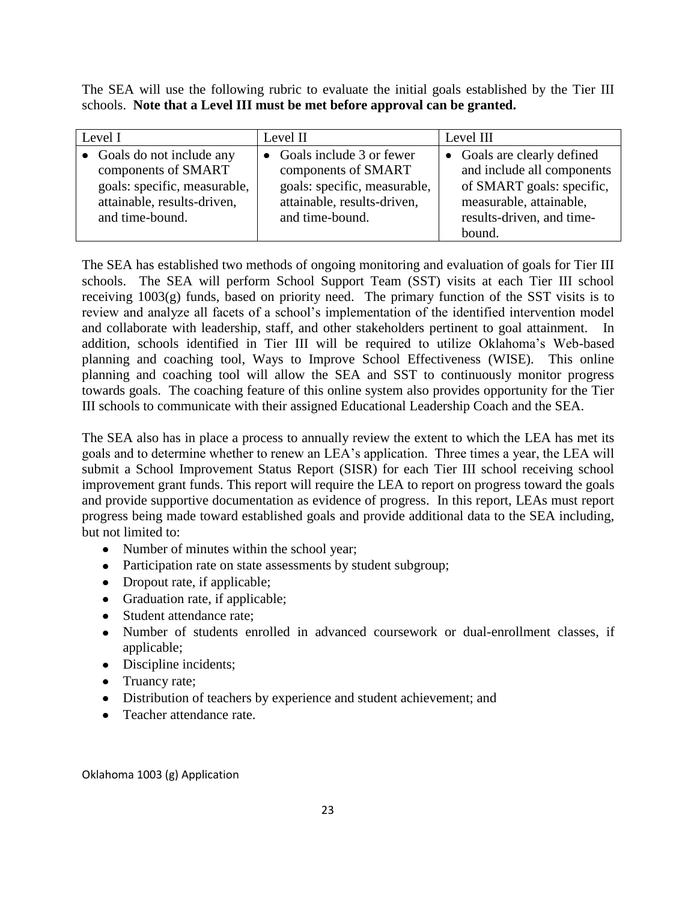The SEA will use the following rubric to evaluate the initial goals established by the Tier III schools. **Note that a Level III must be met before approval can be granted.**

| Level I | Level II | Level III |
| --- | --- | --- |
| • Goals do not include any components of SMART goals: specific, measurable, attainable, results-driven, and time-bound. | • Goals include 3 or fewer components of SMART goals: specific, measurable, attainable, results-driven, and time-bound. | • Goals are clearly defined and include all components of SMART goals: specific, measurable, attainable, results-driven, and time-bound. |

The SEA has established two methods of ongoing monitoring and evaluation of goals for Tier III schools. The SEA will perform School Support Team (SST) visits at each Tier III school receiving 1003(g) funds, based on priority need. The primary function of the SST visits is to review and analyze all facets of a school's implementation of the identified intervention model and collaborate with leadership, staff, and other stakeholders pertinent to goal attainment. In addition, schools identified in Tier III will be required to utilize Oklahoma's Web-based planning and coaching tool, Ways to Improve School Effectiveness (WISE). This online planning and coaching tool will allow the SEA and SST to continuously monitor progress towards goals. The coaching feature of this online system also provides opportunity for the Tier III schools to communicate with their assigned Educational Leadership Coach and the SEA.

The SEA also has in place a process to annually review the extent to which the LEA has met its goals and to determine whether to renew an LEA's application. Three times a year, the LEA will submit a School Improvement Status Report (SISR) for each Tier III school receiving school improvement grant funds. This report will require the LEA to report on progress toward the goals and provide supportive documentation as evidence of progress. In this report, LEAs must report progress being made toward established goals and provide additional data to the SEA including, but not limited to:

- Number of minutes within the school year;
- Participation rate on state assessments by student subgroup;
- Dropout rate, if applicable;
- Graduation rate, if applicable;
- Student attendance rate;
- Number of students enrolled in advanced coursework or dual-enrollment classes, if applicable;
- Discipline incidents;
- Truancy rate;
- Distribution of teachers by experience and student achievement; and
- Teacher attendance rate.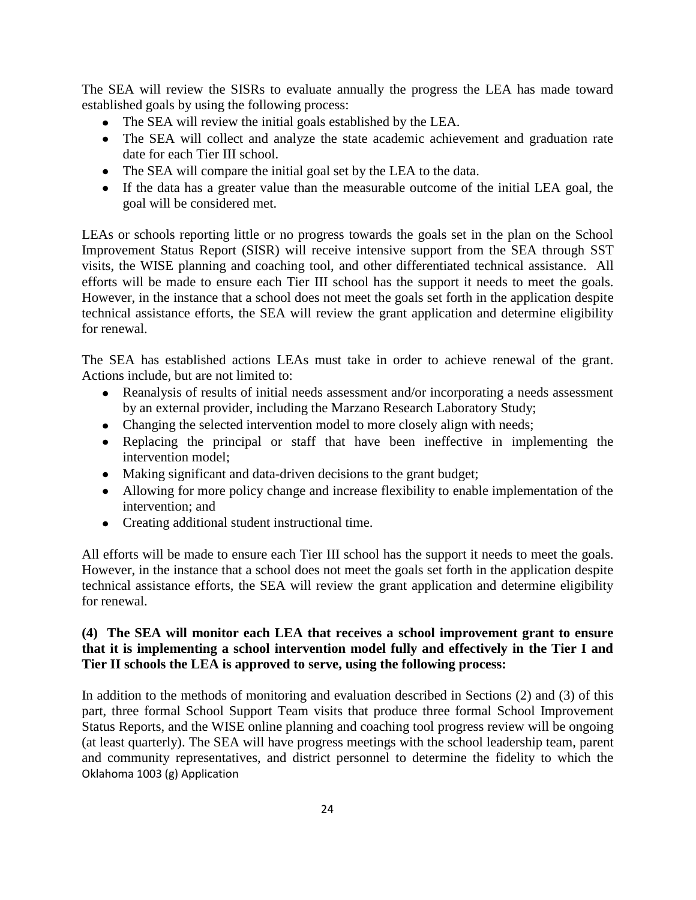The SEA will review the SISRs to evaluate annually the progress the LEA has made toward established goals by using the following process:

- The SEA will review the initial goals established by the LEA.
- The SEA will collect and analyze the state academic achievement and graduation rate date for each Tier III school.
- The SEA will compare the initial goal set by the LEA to the data.
- If the data has a greater value than the measurable outcome of the initial LEA goal, the goal will be considered met.

LEAs or schools reporting little or no progress towards the goals set in the plan on the School Improvement Status Report (SISR) will receive intensive support from the SEA through SST visits, the WISE planning and coaching tool, and other differentiated technical assistance. All efforts will be made to ensure each Tier III school has the support it needs to meet the goals. However, in the instance that a school does not meet the goals set forth in the application despite technical assistance efforts, the SEA will review the grant application and determine eligibility for renewal.

The SEA has established actions LEAs must take in order to achieve renewal of the grant. Actions include, but are not limited to:

- Reanalysis of results of initial needs assessment and/or incorporating a needs assessment by an external provider, including the Marzano Research Laboratory Study;
- Changing the selected intervention model to more closely align with needs;
- Replacing the principal or staff that have been ineffective in implementing the intervention model;
- Making significant and data-driven decisions to the grant budget;
- Allowing for more policy change and increase flexibility to enable implementation of the intervention; and
- Creating additional student instructional time.

All efforts will be made to ensure each Tier III school has the support it needs to meet the goals. However, in the instance that a school does not meet the goals set forth in the application despite technical assistance efforts, the SEA will review the grant application and determine eligibility for renewal.

**(4) The SEA will monitor each LEA that receives a school improvement grant to ensure that it is implementing a school intervention model fully and effectively in the Tier I and Tier II schools the LEA is approved to serve, using the following process:**

In addition to the methods of monitoring and evaluation described in Sections (2) and (3) of this part, three formal School Support Team visits that produce three formal School Improvement Status Reports, and the WISE online planning and coaching tool progress review will be ongoing (at least quarterly). The SEA will have progress meetings with the school leadership team, parent and community representatives, and district personnel to determine the fidelity to which the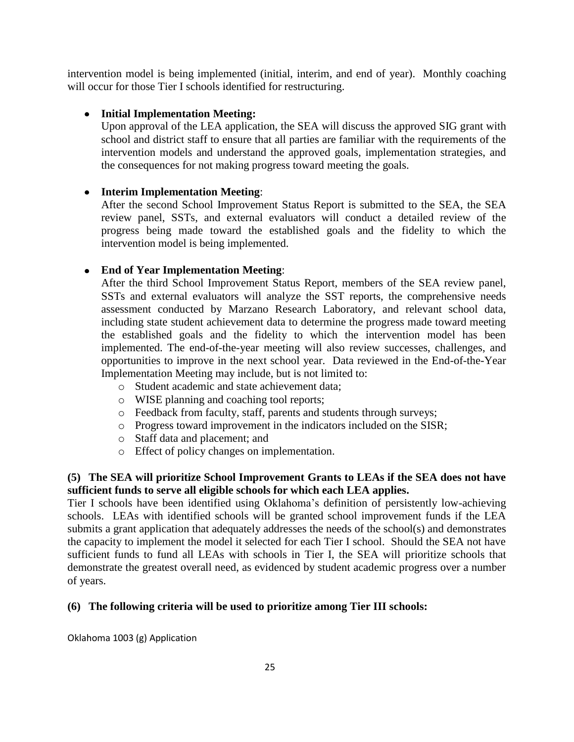intervention model is being implemented (initial, interim, and end of year). Monthly coaching will occur for those Tier I schools identified for restructuring.

- **Initial Implementation Meeting:**
  Upon approval of the LEA application, the SEA will discuss the approved SIG grant with school and district staff to ensure that all parties are familiar with the requirements of the intervention models and understand the approved goals, implementation strategies, and the consequences for not making progress toward meeting the goals.

- **Interim Implementation Meeting**:
  After the second School Improvement Status Report is submitted to the SEA, the SEA review panel, SSTs, and external evaluators will conduct a detailed review of the progress being made toward the established goals and the fidelity to which the intervention model is being implemented.

- **End of Year Implementation Meeting**:
  After the third School Improvement Status Report, members of the SEA review panel, SSTs and external evaluators will analyze the SST reports, the comprehensive needs assessment conducted by Marzano Research Laboratory, and relevant school data, including state student achievement data to determine the progress made toward meeting the established goals and the fidelity to which the intervention model has been implemented. The end-of-the-year meeting will also review successes, challenges, and opportunities to improve in the next school year. Data reviewed in the End-of-the-Year Implementation Meeting may include, but is not limited to:
  - Student academic and state achievement data;
  - WISE planning and coaching tool reports;
  - Feedback from faculty, staff, parents and students through surveys;
  - Progress toward improvement in the indicators included on the SISR;
  - Staff data and placement; and
  - Effect of policy changes on implementation.

**(5) The SEA will prioritize School Improvement Grants to LEAs if the SEA does not have sufficient funds to serve all eligible schools for which each LEA applies.**

Tier I schools have been identified using Oklahoma's definition of persistently low-achieving schools. LEAs with identified schools will be granted school improvement funds if the LEA submits a grant application that adequately addresses the needs of the school(s) and demonstrates the capacity to implement the model it selected for each Tier I school. Should the SEA not have sufficient funds to fund all LEAs with schools in Tier I, the SEA will prioritize schools that demonstrate the greatest overall need, as evidenced by student academic progress over a number of years.

**(6) The following criteria will be used to prioritize among Tier III schools:**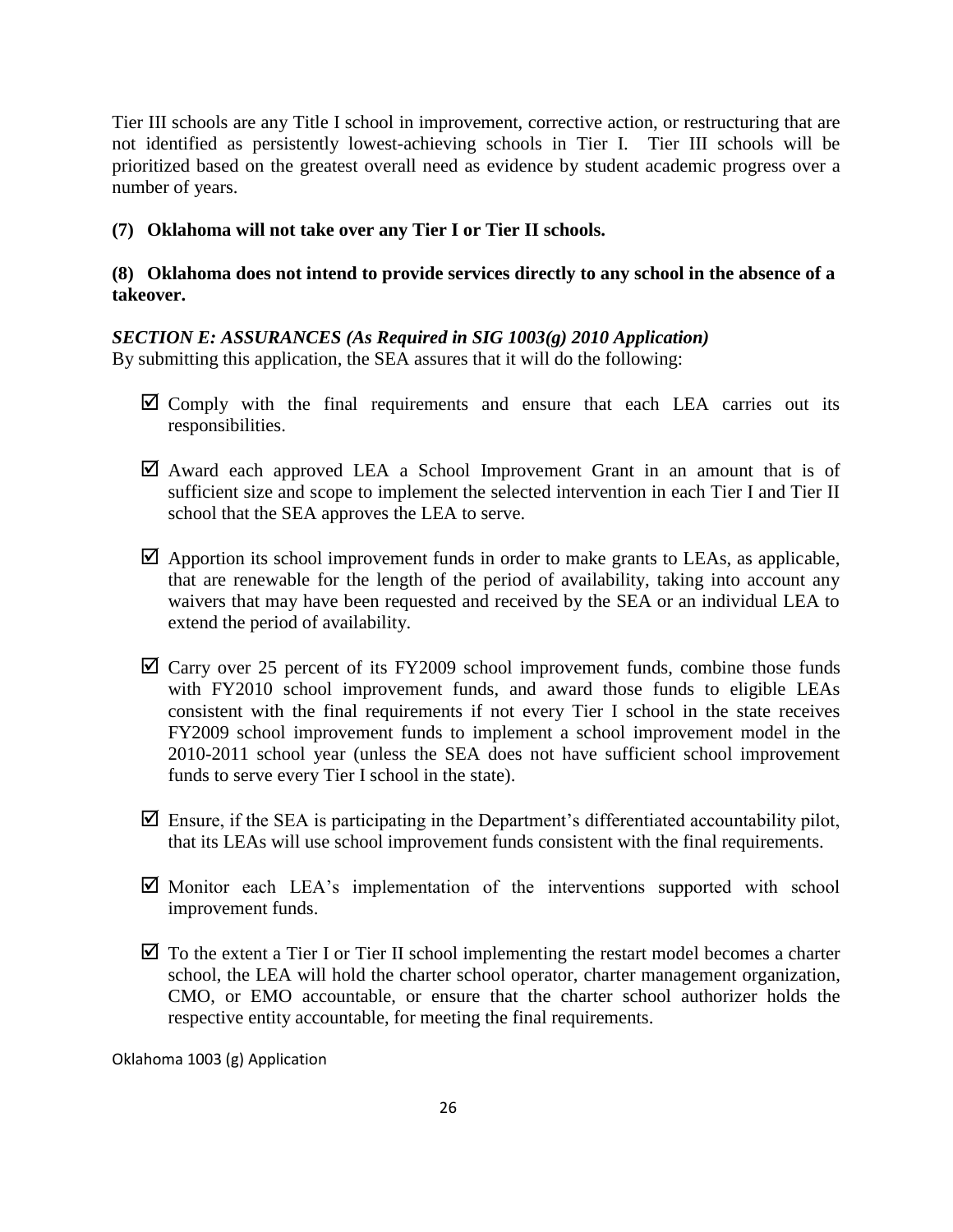Tier III schools are any Title I school in improvement, corrective action, or restructuring that are not identified as persistently lowest-achieving schools in Tier I. Tier III schools will be prioritized based on the greatest overall need as evidence by student academic progress over a number of years.

**(7) Oklahoma will not take over any Tier I or Tier II schools.**

**(8) Oklahoma does not intend to provide services directly to any school in the absence of a takeover.**

***SECTION E: ASSURANCES (As Required in SIG 1003(g) 2010 Application)***

By submitting this application, the SEA assures that it will do the following:

- ☑ Comply with the final requirements and ensure that each LEA carries out its responsibilities.
- ☑ Award each approved LEA a School Improvement Grant in an amount that is of sufficient size and scope to implement the selected intervention in each Tier I and Tier II school that the SEA approves the LEA to serve.
- ☑ Apportion its school improvement funds in order to make grants to LEAs, as applicable, that are renewable for the length of the period of availability, taking into account any waivers that may have been requested and received by the SEA or an individual LEA to extend the period of availability.
- ☑ Carry over 25 percent of its FY2009 school improvement funds, combine those funds with FY2010 school improvement funds, and award those funds to eligible LEAs consistent with the final requirements if not every Tier I school in the state receives FY2009 school improvement funds to implement a school improvement model in the 2010-2011 school year (unless the SEA does not have sufficient school improvement funds to serve every Tier I school in the state).
- ☑ Ensure, if the SEA is participating in the Department's differentiated accountability pilot, that its LEAs will use school improvement funds consistent with the final requirements.
- ☑ Monitor each LEA's implementation of the interventions supported with school improvement funds.
- ☑ To the extent a Tier I or Tier II school implementing the restart model becomes a charter school, the LEA will hold the charter school operator, charter management organization, CMO, or EMO accountable, or ensure that the charter school authorizer holds the respective entity accountable, for meeting the final requirements.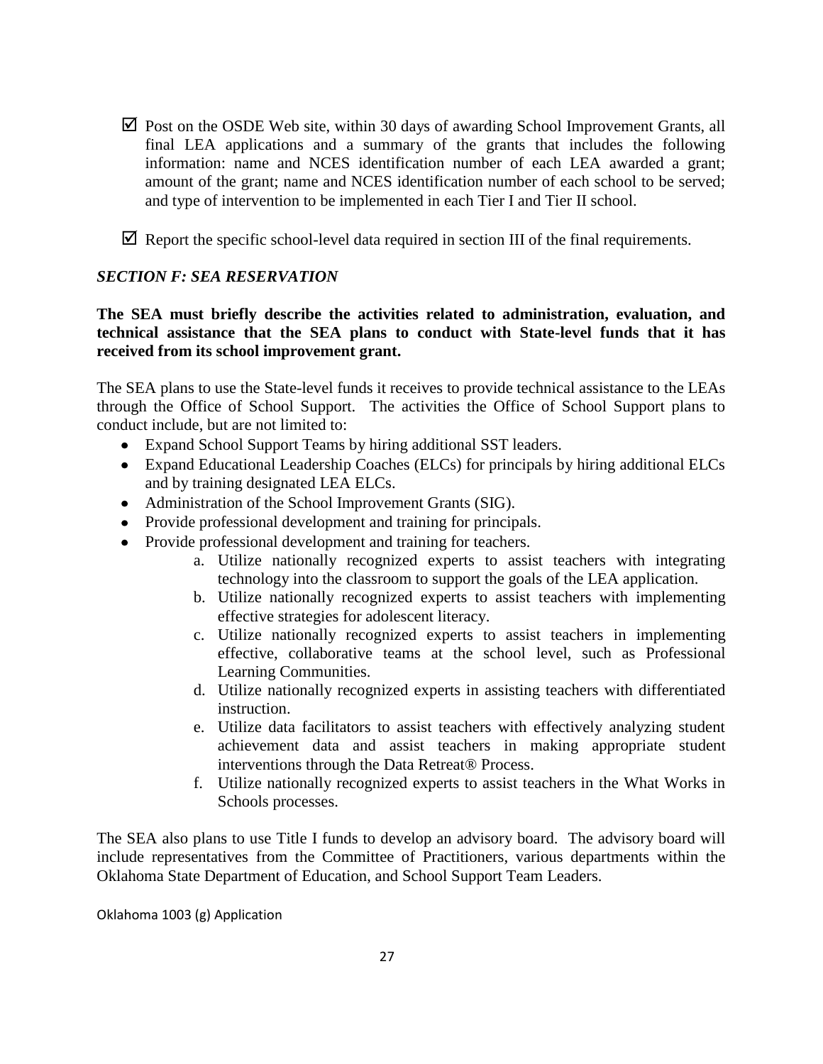- ☑ Post on the OSDE Web site, within 30 days of awarding School Improvement Grants, all final LEA applications and a summary of the grants that includes the following information: name and NCES identification number of each LEA awarded a grant; amount of the grant; name and NCES identification number of each school to be served; and type of intervention to be implemented in each Tier I and Tier II school.

- ☑ Report the specific school-level data required in section III of the final requirements.

### *SECTION F: SEA RESERVATION*

**The SEA must briefly describe the activities related to administration, evaluation, and technical assistance that the SEA plans to conduct with State-level funds that it has received from its school improvement grant.**

The SEA plans to use the State-level funds it receives to provide technical assistance to the LEAs through the Office of School Support. The activities the Office of School Support plans to conduct include, but are not limited to:

- Expand School Support Teams by hiring additional SST leaders.
- Expand Educational Leadership Coaches (ELCs) for principals by hiring additional ELCs and by training designated LEA ELCs.
- Administration of the School Improvement Grants (SIG).
- Provide professional development and training for principals.
- Provide professional development and training for teachers.
    a. Utilize nationally recognized experts to assist teachers with integrating technology into the classroom to support the goals of the LEA application.
    b. Utilize nationally recognized experts to assist teachers with implementing effective strategies for adolescent literacy.
    c. Utilize nationally recognized experts to assist teachers in implementing effective, collaborative teams at the school level, such as Professional Learning Communities.
    d. Utilize nationally recognized experts in assisting teachers with differentiated instruction.
    e. Utilize data facilitators to assist teachers with effectively analyzing student achievement data and assist teachers in making appropriate student interventions through the Data Retreat® Process.
    f. Utilize nationally recognized experts to assist teachers in the What Works in Schools processes.

The SEA also plans to use Title I funds to develop an advisory board. The advisory board will include representatives from the Committee of Practitioners, various departments within the Oklahoma State Department of Education, and School Support Team Leaders.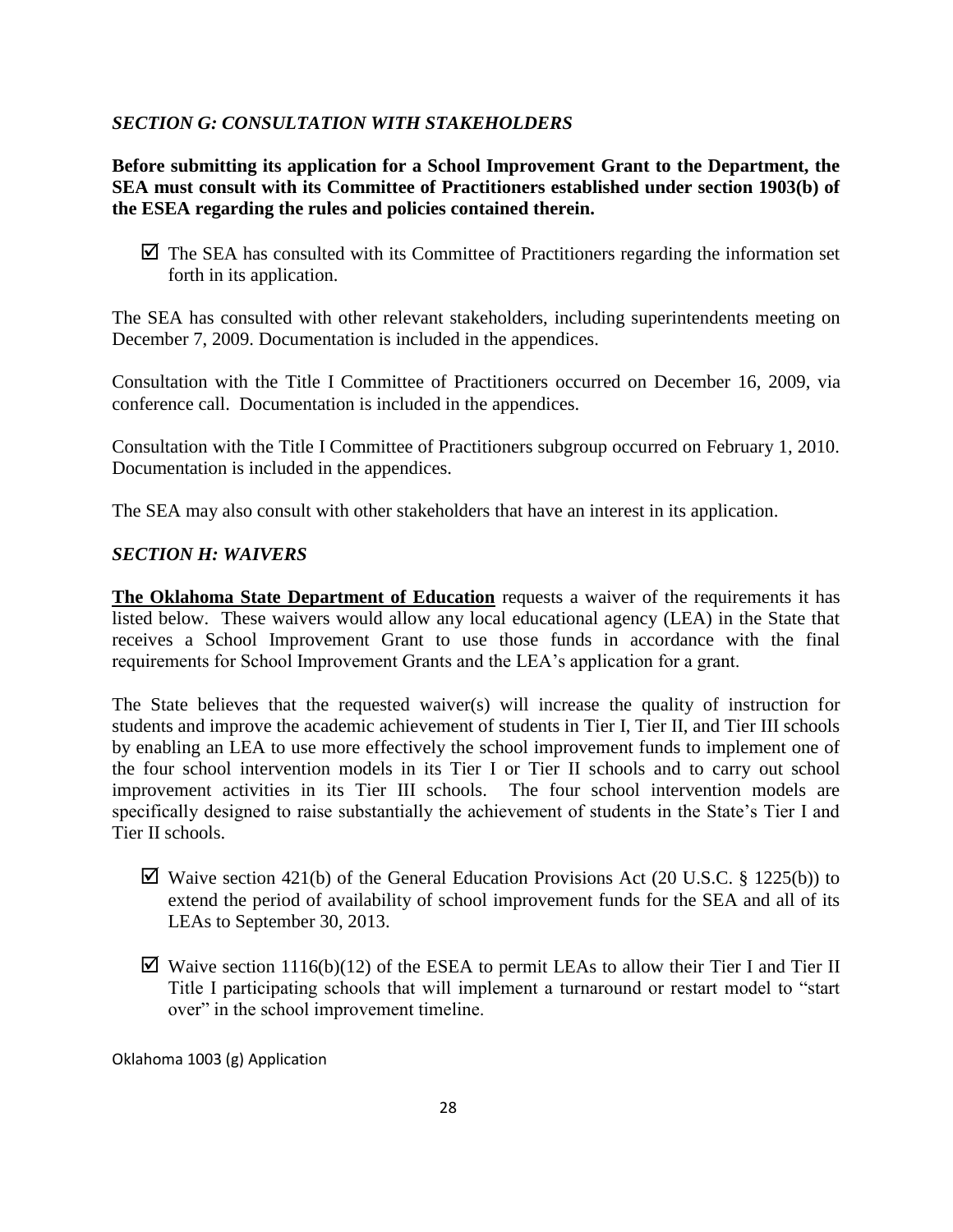### *SECTION G: CONSULTATION WITH STAKEHOLDERS*

**Before submitting its application for a School Improvement Grant to the Department, the SEA must consult with its Committee of Practitioners established under section 1903(b) of the ESEA regarding the rules and policies contained therein.**

☑ The SEA has consulted with its Committee of Practitioners regarding the information set forth in its application.

The SEA has consulted with other relevant stakeholders, including superintendents meeting on December 7, 2009. Documentation is included in the appendices.

Consultation with the Title I Committee of Practitioners occurred on December 16, 2009, via conference call. Documentation is included in the appendices.

Consultation with the Title I Committee of Practitioners subgroup occurred on February 1, 2010. Documentation is included in the appendices.

The SEA may also consult with other stakeholders that have an interest in its application.

### *SECTION H: WAIVERS*

**The Oklahoma State Department of Education** requests a waiver of the requirements it has listed below. These waivers would allow any local educational agency (LEA) in the State that receives a School Improvement Grant to use those funds in accordance with the final requirements for School Improvement Grants and the LEA's application for a grant.

The State believes that the requested waiver(s) will increase the quality of instruction for students and improve the academic achievement of students in Tier I, Tier II, and Tier III schools by enabling an LEA to use more effectively the school improvement funds to implement one of the four school intervention models in its Tier I or Tier II schools and to carry out school improvement activities in its Tier III schools. The four school intervention models are specifically designed to raise substantially the achievement of students in the State's Tier I and Tier II schools.

☑ Waive section 421(b) of the General Education Provisions Act (20 U.S.C. § 1225(b)) to extend the period of availability of school improvement funds for the SEA and all of its LEAs to September 30, 2013.

☑ Waive section 1116(b)(12) of the ESEA to permit LEAs to allow their Tier I and Tier II Title I participating schools that will implement a turnaround or restart model to "start over" in the school improvement timeline.

Oklahoma 1003 (g) Application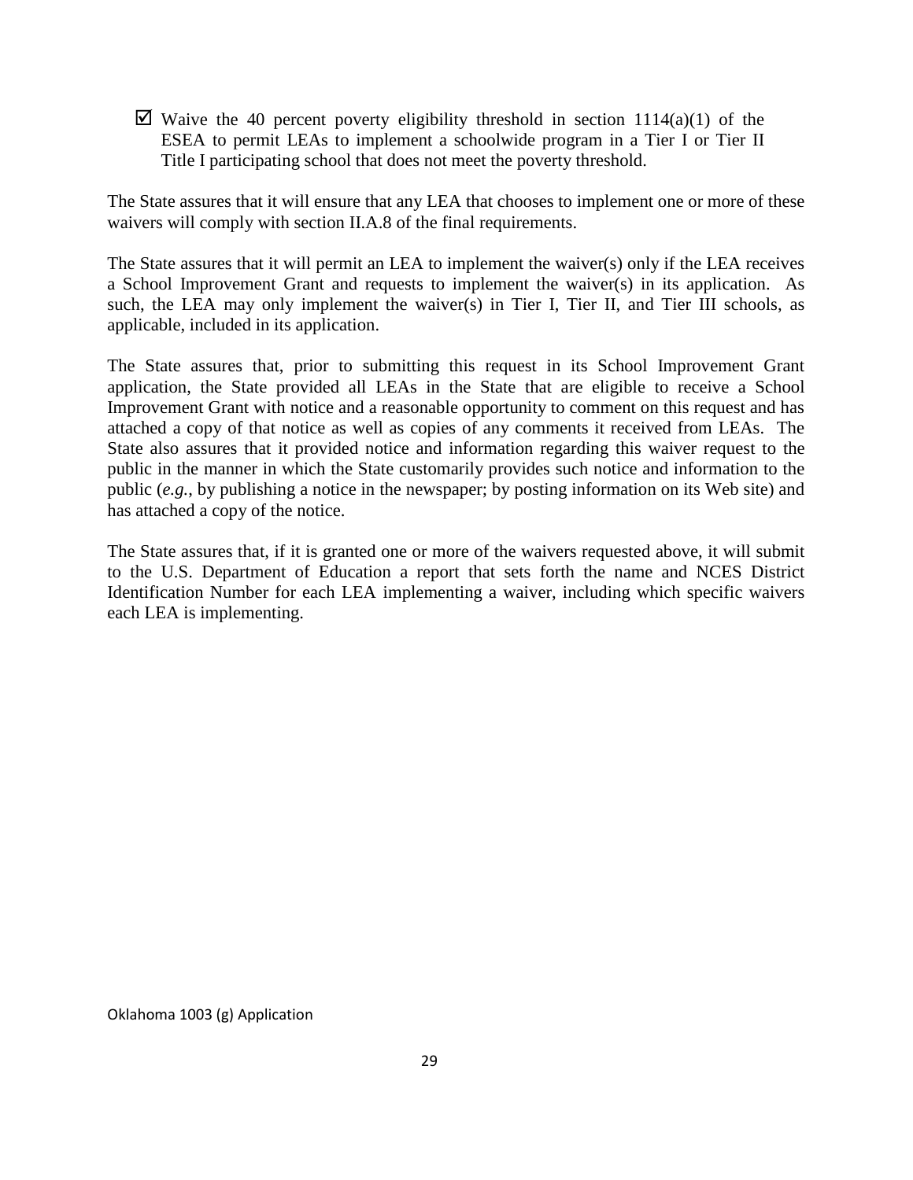☑ Waive the 40 percent poverty eligibility threshold in section 1114(a)(1) of the ESEA to permit LEAs to implement a schoolwide program in a Tier I or Tier II Title I participating school that does not meet the poverty threshold.

The State assures that it will ensure that any LEA that chooses to implement one or more of these waivers will comply with section II.A.8 of the final requirements.

The State assures that it will permit an LEA to implement the waiver(s) only if the LEA receives a School Improvement Grant and requests to implement the waiver(s) in its application. As such, the LEA may only implement the waiver(s) in Tier I, Tier II, and Tier III schools, as applicable, included in its application.

The State assures that, prior to submitting this request in its School Improvement Grant application, the State provided all LEAs in the State that are eligible to receive a School Improvement Grant with notice and a reasonable opportunity to comment on this request and has attached a copy of that notice as well as copies of any comments it received from LEAs. The State also assures that it provided notice and information regarding this waiver request to the public in the manner in which the State customarily provides such notice and information to the public (*e.g.*, by publishing a notice in the newspaper; by posting information on its Web site) and has attached a copy of the notice.

The State assures that, if it is granted one or more of the waivers requested above, it will submit to the U.S. Department of Education a report that sets forth the name and NCES District Identification Number for each LEA implementing a waiver, including which specific waivers each LEA is implementing.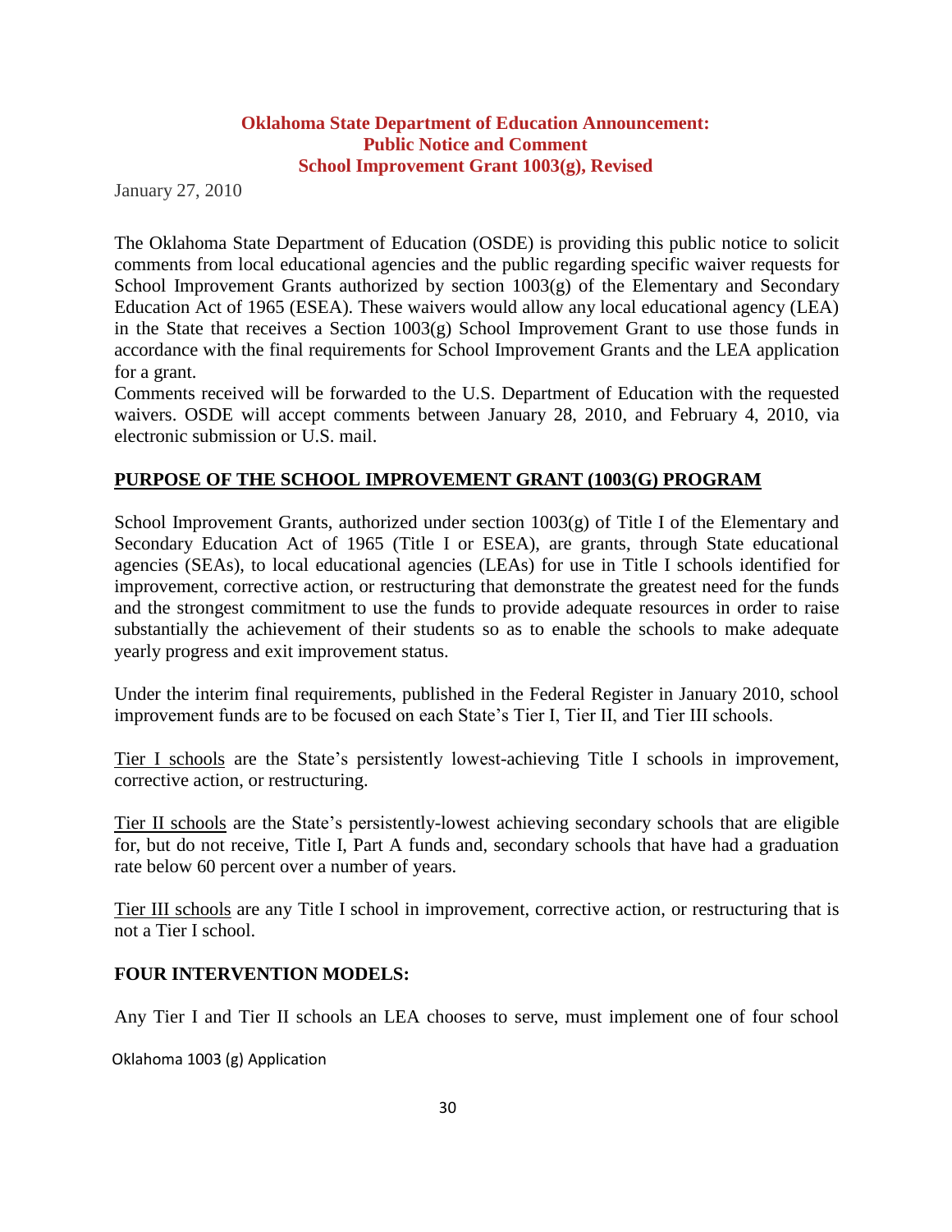**Oklahoma State Department of Education Announcement:**
**Public Notice and Comment**
**School Improvement Grant 1003(g), Revised**

January 27, 2010

The Oklahoma State Department of Education (OSDE) is providing this public notice to solicit comments from local educational agencies and the public regarding specific waiver requests for School Improvement Grants authorized by section 1003(g) of the Elementary and Secondary Education Act of 1965 (ESEA). These waivers would allow any local educational agency (LEA) in the State that receives a Section 1003(g) School Improvement Grant to use those funds in accordance with the final requirements for School Improvement Grants and the LEA application for a grant.
Comments received will be forwarded to the U.S. Department of Education with the requested waivers. OSDE will accept comments between January 28, 2010, and February 4, 2010, via electronic submission or U.S. mail.

**PURPOSE OF THE SCHOOL IMPROVEMENT GRANT (1003(G) PROGRAM**

School Improvement Grants, authorized under section 1003(g) of Title I of the Elementary and Secondary Education Act of 1965 (Title I or ESEA), are grants, through State educational agencies (SEAs), to local educational agencies (LEAs) for use in Title I schools identified for improvement, corrective action, or restructuring that demonstrate the greatest need for the funds and the strongest commitment to use the funds to provide adequate resources in order to raise substantially the achievement of their students so as to enable the schools to make adequate yearly progress and exit improvement status.

Under the interim final requirements, published in the Federal Register in January 2010, school improvement funds are to be focused on each State's Tier I, Tier II, and Tier III schools.

Tier I schools are the State's persistently lowest-achieving Title I schools in improvement, corrective action, or restructuring.

Tier II schools are the State's persistently-lowest achieving secondary schools that are eligible for, but do not receive, Title I, Part A funds and, secondary schools that have had a graduation rate below 60 percent over a number of years.

Tier III schools are any Title I school in improvement, corrective action, or restructuring that is not a Tier I school.

**FOUR INTERVENTION MODELS:**

Any Tier I and Tier II schools an LEA chooses to serve, must implement one of four school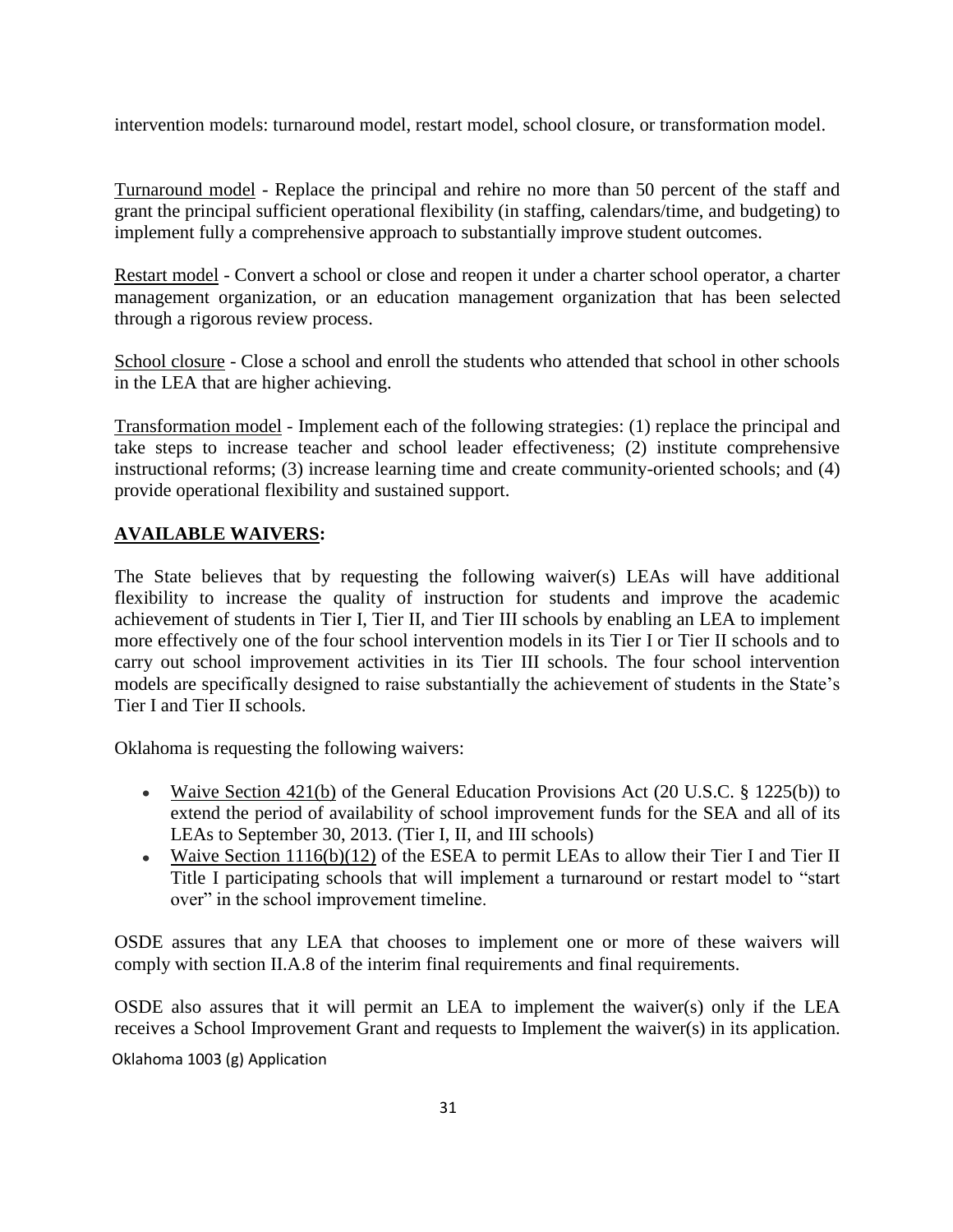intervention models: turnaround model, restart model, school closure, or transformation model.

Turnaround model - Replace the principal and rehire no more than 50 percent of the staff and grant the principal sufficient operational flexibility (in staffing, calendars/time, and budgeting) to implement fully a comprehensive approach to substantially improve student outcomes.

Restart model - Convert a school or close and reopen it under a charter school operator, a charter management organization, or an education management organization that has been selected through a rigorous review process.

School closure - Close a school and enroll the students who attended that school in other schools in the LEA that are higher achieving.

Transformation model - Implement each of the following strategies: (1) replace the principal and take steps to increase teacher and school leader effectiveness; (2) institute comprehensive instructional reforms; (3) increase learning time and create community-oriented schools; and (4) provide operational flexibility and sustained support.

## AVAILABLE WAIVERS:

The State believes that by requesting the following waiver(s) LEAs will have additional flexibility to increase the quality of instruction for students and improve the academic achievement of students in Tier I, Tier II, and Tier III schools by enabling an LEA to implement more effectively one of the four school intervention models in its Tier I or Tier II schools and to carry out school improvement activities in its Tier III schools. The four school intervention models are specifically designed to raise substantially the achievement of students in the State's Tier I and Tier II schools.

Oklahoma is requesting the following waivers:

- Waive Section 421(b) of the General Education Provisions Act (20 U.S.C. § 1225(b)) to extend the period of availability of school improvement funds for the SEA and all of its LEAs to September 30, 2013. (Tier I, II, and III schools)
- Waive Section 1116(b)(12) of the ESEA to permit LEAs to allow their Tier I and Tier II Title I participating schools that will implement a turnaround or restart model to "start over" in the school improvement timeline.

OSDE assures that any LEA that chooses to implement one or more of these waivers will comply with section II.A.8 of the interim final requirements and final requirements.

OSDE also assures that it will permit an LEA to implement the waiver(s) only if the LEA receives a School Improvement Grant and requests to Implement the waiver(s) in its application.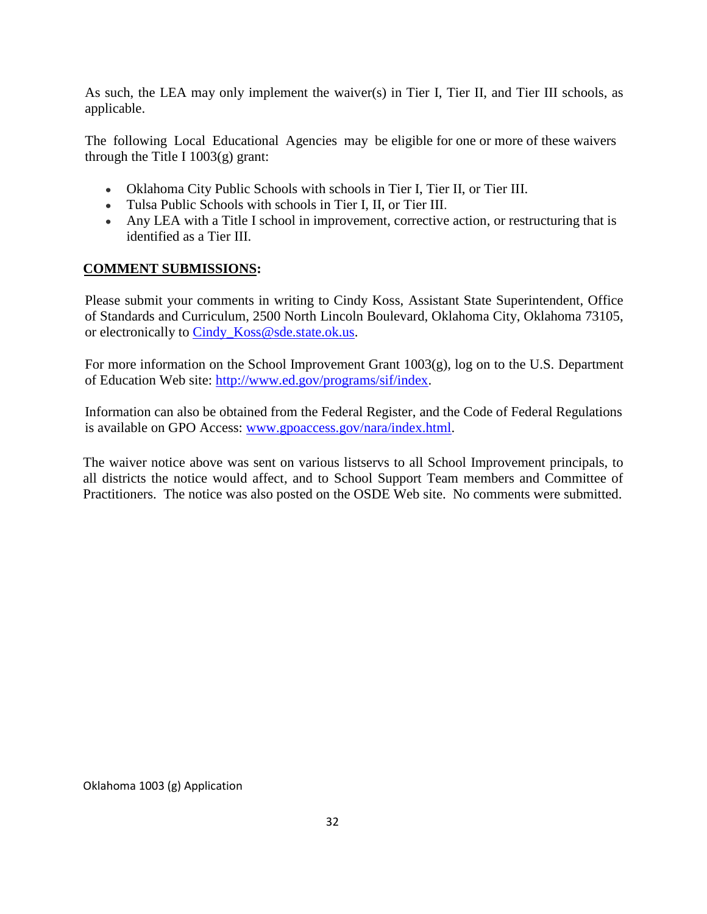As such, the LEA may only implement the waiver(s) in Tier I, Tier II, and Tier III schools, as applicable.

The following Local Educational Agencies may be eligible for one or more of these waivers through the Title I 1003(g) grant:

- Oklahoma City Public Schools with schools in Tier I, Tier II, or Tier III.
- Tulsa Public Schools with schools in Tier I, II, or Tier III.
- Any LEA with a Title I school in improvement, corrective action, or restructuring that is identified as a Tier III.

**COMMENT SUBMISSIONS:**

Please submit your comments in writing to Cindy Koss, Assistant State Superintendent, Office of Standards and Curriculum, 2500 North Lincoln Boulevard, Oklahoma City, Oklahoma 73105, or electronically to Cindy_Koss@sde.state.ok.us.

For more information on the School Improvement Grant 1003(g), log on to the U.S. Department of Education Web site: http://www.ed.gov/programs/sif/index.

Information can also be obtained from the Federal Register, and the Code of Federal Regulations is available on GPO Access: www.gpoaccess.gov/nara/index.html.

The waiver notice above was sent on various listservs to all School Improvement principals, to all districts the notice would affect, and to School Support Team members and Committee of Practitioners. The notice was also posted on the OSDE Web site. No comments were submitted.